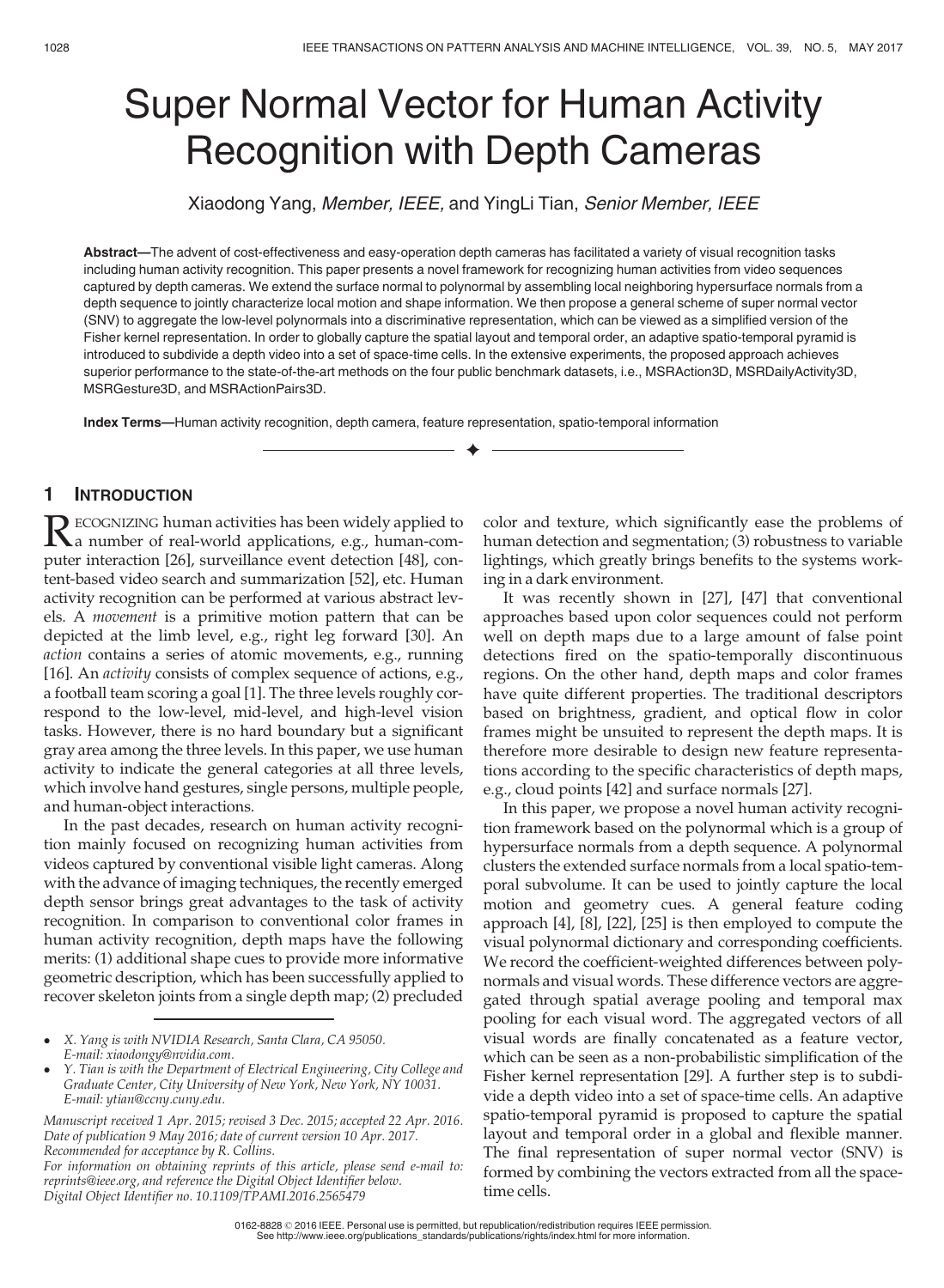# Super Normal Vector for Human Activity Recognition with Depth Cameras

Xiaodong Yang, *Member, IEEE*, and YingLi Tian, *Senior Member, IEEE*

**Abstract**—The advent of cost-effectiveness and easy-operation depth cameras has facilitated a variety of visual recognition tasks including human activity recognition. This paper presents a novel framework for recognizing human activities from video sequences captured by depth cameras. We extend the surface normal to polynormal by assembling local neighboring hypersurface normals from a depth sequence to jointly characterize local motion and shape information. We then propose a general scheme of super normal vector (SNV) to aggregate the low-level polynormals into a discriminative representation, which can be viewed as a simplified version of the Fisher kernel representation. In order to globally capture the spatial layout and temporal order, an adaptive spatio-temporal pyramid is introduced to subdivide a depth video into a set of space-time cells. In the extensive experiments, the proposed approach achieves superior performance to the state-of-the-art methods on the four public benchmark datasets, i.e., MSRAction3D, MSRDailyActivity3D, MSRGesture3D, and MSRActionPairs3D.

**Index Terms**—Human activity recognition, depth camera, feature representation, spatio-temporal information

## 1 Introduction

Recognizing human activities has been widely applied to a number of real-world applications, e.g., human-computer interaction [26], surveillance event detection [48], content-based video search and summarization [52], etc. Human activity recognition can be performed at various abstract levels. A *movement* is a primitive motion pattern that can be depicted at the limb level, e.g., right leg forward [30]. An *action* contains a series of atomic movements, e.g., running [16]. An *activity* consists of complex sequence of actions, e.g., a football team scoring a goal [1]. The three levels roughly correspond to the low-level, mid-level, and high-level vision tasks. However, there is no hard boundary but a significant gray area among the three levels. In this paper, we use human activity to indicate the general categories at all three levels, which involve hand gestures, single persons, multiple people, and human-object interactions.

In the past decades, research on human activity recognition mainly focused on recognizing human activities from videos captured by conventional visible light cameras. Along with the advance of imaging techniques, the recently emerged depth sensor brings great advantages to the task of activity recognition. In comparison to conventional color frames in human activity recognition, depth maps have the following merits: (1) additional shape cues to provide more informative geometric description, which has been successfully applied to recover skeleton joints from a single depth map; (2) precluded color and texture, which significantly ease the problems of human detection and segmentation; (3) robustness to variable lightings, which greatly brings benefits to the systems working in a dark environment.

It was recently shown in [27], [47] that conventional approaches based upon color sequences could not perform well on depth maps due to a large amount of false point detections fired on the spatio-temporally discontinuous regions. On the other hand, depth maps and color frames have quite different properties. The traditional descriptors based on brightness, gradient, and optical flow in color frames might be unsuited to represent the depth maps. It is therefore more desirable to design new feature representations according to the specific characteristics of depth maps, e.g., cloud points [42] and surface normals [27].

In this paper, we propose a novel human activity recognition framework based on the polynormal which is a group of hypersurface normals from a depth sequence. A polynormal clusters the extended surface normals from a local spatio-temporal subvolume. It can be used to jointly capture the local motion and geometry cues. A general feature coding approach [4], [8], [22], [25] is then employed to compute the visual polynormal dictionary and corresponding coefficients. We record the coefficient-weighted differences between polynormals and visual words. These difference vectors are aggregated through spatial average pooling and temporal max pooling for each visual word. The aggregated vectors of all visual words are finally concatenated as a feature vector, which can be seen as a non-probabilistic simplification of the Fisher kernel representation [29]. A further step is to subdivide a depth video into a set of space-time cells. An adaptive spatio-temporal pyramid is proposed to capture the spatial layout and temporal order in a global and flexible manner. The final representation of super normal vector (SNV) is formed by combining the vectors extracted from all the space-time cells.

- *X. Yang is with NVIDIA Research, Santa Clara, CA 95050. E-mail: xiaodongy@nvidia.com.*
- *Y. Tian is with the Department of Electrical Engineering, City College and Graduate Center, City University of New York, New York, NY 10031. E-mail: ytian@ccny.cuny.edu.*

*Manuscript received 1 Apr. 2015; revised 3 Dec. 2015; accepted 22 Apr. 2016. Date of publication 9 May 2016; date of current version 10 Apr. 2017. Recommended for acceptance by R. Collins.*
*For information on obtaining reprints of this article, please send e-mail to: reprints@ieee.org, and reference the Digital Object Identifier below.*
*Digital Object Identifier no. 10.1109/TPAMI.2016.2565479*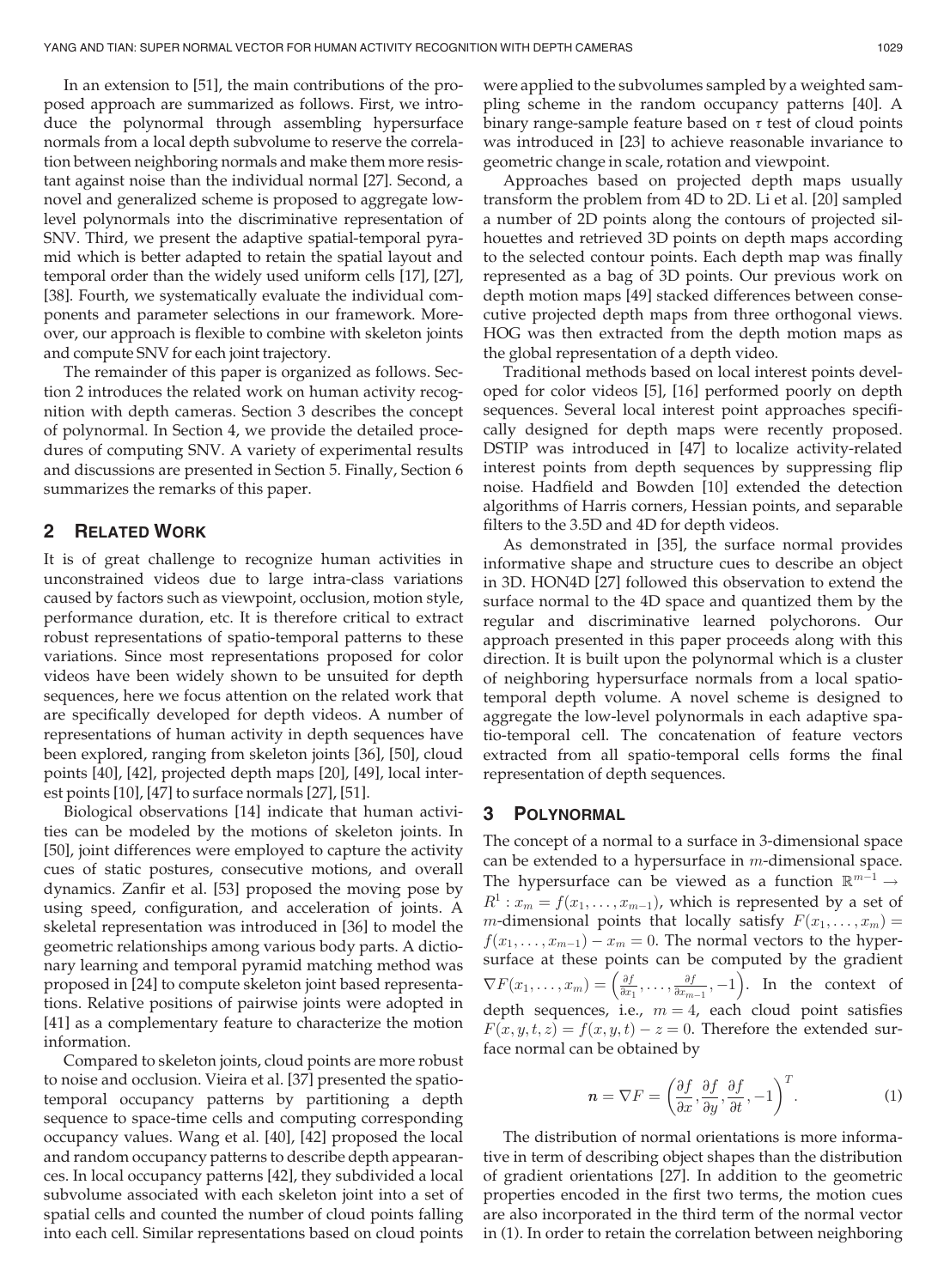In an extension to [51], the main contributions of the proposed approach are summarized as follows. First, we introduce the polynormal through assembling hypersurface normals from a local depth subvolume to reserve the correlation between neighboring normals and make them more resistant against noise than the individual normal [27]. Second, a novel and generalized scheme is proposed to aggregate low-level polynormals into the discriminative representation of SNV. Third, we present the adaptive spatial-temporal pyramid which is better adapted to retain the spatial layout and temporal order than the widely used uniform cells [17], [27], [38]. Fourth, we systematically evaluate the individual components and parameter selections in our framework. Moreover, our approach is flexible to combine with skeleton joints and compute SNV for each joint trajectory.

The remainder of this paper is organized as follows. Section 2 introduces the related work on human activity recognition with depth cameras. Section 3 describes the concept of polynormal. In Section 4, we provide the detailed procedures of computing SNV. A variety of experimental results and discussions are presented in Section 5. Finally, Section 6 summarizes the remarks of this paper.

## 2 Related Work

It is of great challenge to recognize human activities in unconstrained videos due to large intra-class variations caused by factors such as viewpoint, occlusion, motion style, performance duration, etc. It is therefore critical to extract robust representations of spatio-temporal patterns to these variations. Since most representations proposed for color videos have been widely shown to be unsuited for depth sequences, here we focus attention on the related work that are specifically developed for depth videos. A number of representations of human activity in depth sequences have been explored, ranging from skeleton joints [36], [50], cloud points [40], [42], projected depth maps [20], [49], local interest points [10], [47] to surface normals [27], [51].

Biological observations [14] indicate that human activities can be modeled by the motions of skeleton joints. In [50], joint differences were employed to capture the activity cues of static postures, consecutive motions, and overall dynamics. Zanfir et al. [53] proposed the moving pose by using speed, configuration, and acceleration of joints. A skeletal representation was introduced in [36] to model the geometric relationships among various body parts. A dictionary learning and temporal pyramid matching method was proposed in [24] to compute skeleton joint based representations. Relative positions of pairwise joints were adopted in [41] as a complementary feature to characterize the motion information.

Compared to skeleton joints, cloud points are more robust to noise and occlusion. Vieira et al. [37] presented the spatio-temporal occupancy patterns by partitioning a depth sequence to space-time cells and computing corresponding occupancy values. Wang et al. [40], [42] proposed the local and random occupancy patterns to describe depth appearances. In local occupancy patterns [42], they subdivided a local subvolume associated with each skeleton joint into a set of spatial cells and counted the number of cloud points falling into each cell. Similar representations based on cloud points were applied to the subvolumes sampled by a weighted sampling scheme in the random occupancy patterns [40]. A binary range-sample feature based on $\tau$ test of cloud points was introduced in [23] to achieve reasonable invariance to geometric change in scale, rotation and viewpoint.

Approaches based on projected depth maps usually transform the problem from 4D to 2D. Li et al. [20] sampled a number of 2D points along the contours of projected silhouettes and retrieved 3D points on depth maps according to the selected contour points. Each depth map was finally represented as a bag of 3D points. Our previous work on depth motion maps [49] stacked differences between consecutive projected depth maps from three orthogonal views. HOG was then extracted from the depth motion maps as the global representation of a depth video.

Traditional methods based on local interest points developed for color videos [5], [16] performed poorly on depth sequences. Several local interest point approaches specifically designed for depth maps were recently proposed. DSTIP was introduced in [47] to localize activity-related interest points from depth sequences by suppressing flip noise. Hadfield and Bowden [10] extended the detection algorithms of Harris corners, Hessian points, and separable filters to the 3.5D and 4D for depth videos.

As demonstrated in [35], the surface normal provides informative shape and structure cues to describe an object in 3D. HON4D [27] followed this observation to extend the surface normal to the 4D space and quantized them by the regular and discriminative learned polychorons. Our approach presented in this paper proceeds along with this direction. It is built upon the polynormal which is a cluster of neighboring hypersurface normals from a local spatio-temporal depth volume. A novel scheme is designed to aggregate the low-level polynormals in each adaptive spatio-temporal cell. The concatenation of feature vectors extracted from all spatio-temporal cells forms the final representation of depth sequences.

## 3 Polynormal

The concept of a normal to a surface in 3-dimensional space can be extended to a hypersurface in $m$-dimensional space. The hypersurface can be viewed as a function $\mathbb{R}^{m-1} \rightarrow R^1 : x_m = f(x_1, \ldots, x_{m-1})$, which is represented by a set of $m$-dimensional points that locally satisfy $F(x_1, \ldots, x_m) = f(x_1, \ldots, x_{m-1}) - x_m = 0$. The normal vectors to the hypersurface at these points can be computed by the gradient $\nabla F(x_1, \ldots, x_m) = \left(\frac{\partial f}{\partial x_1}, \ldots, \frac{\partial f}{\partial x_{m-1}}, -1\right)$. In the context of depth sequences, i.e., $m = 4$, each cloud point satisfies $F(x, y, t, z) = f(x, y, t) - z = 0$. Therefore the extended surface normal can be obtained by

$$\boldsymbol{n} = \nabla F = \left(\frac{\partial f}{\partial x}, \frac{\partial f}{\partial y}, \frac{\partial f}{\partial t}, -1\right)^T. \quad (1)$$

The distribution of normal orientations is more informative in term of describing object shapes than the distribution of gradient orientations [27]. In addition to the geometric properties encoded in the first two terms, the motion cues are also incorporated in the third term of the normal vector in (1). In order to retain the correlation between neighboring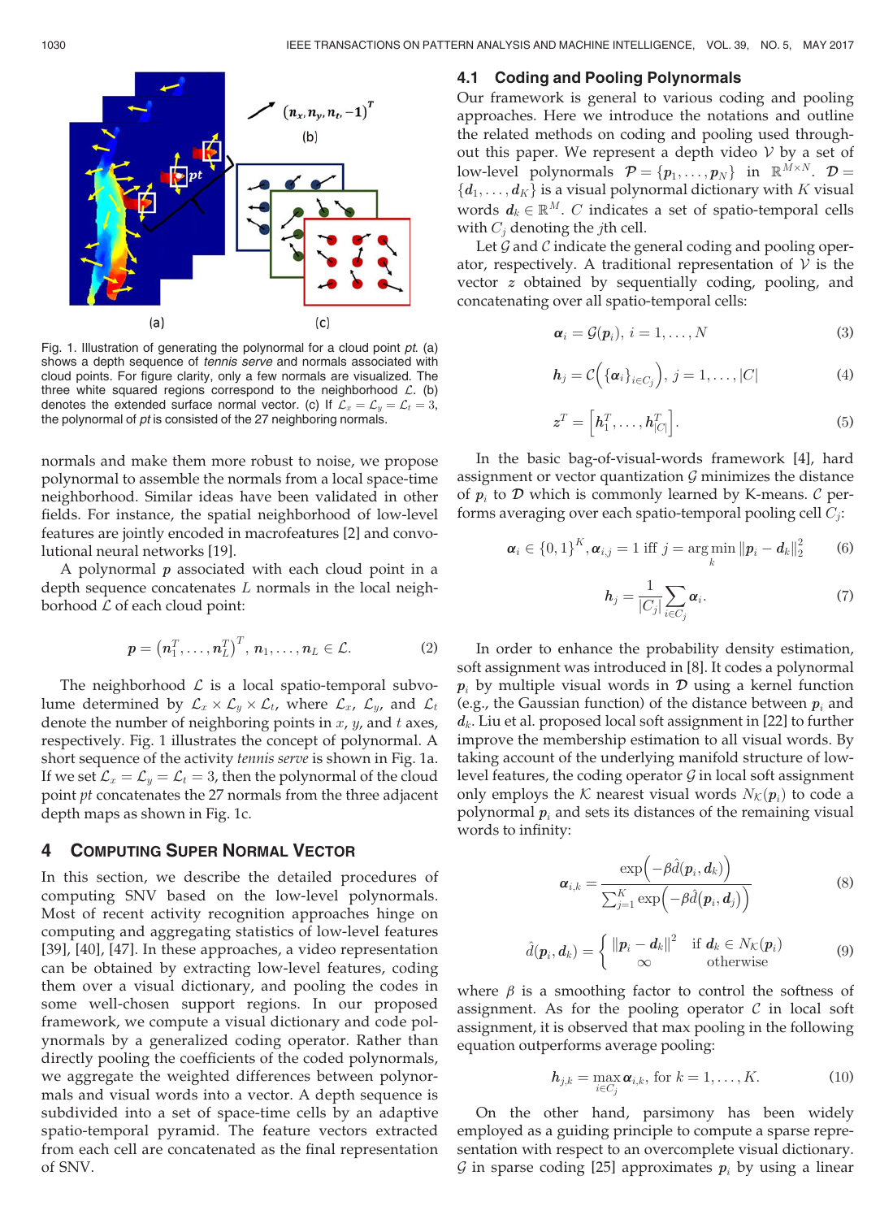Fig. 1. Illustration of generating the polynormal for a cloud point *pt*. (a) shows a depth sequence of *tennis serve* and normals associated with cloud points. For figure clarity, only a few normals are visualized. The three white squared regions correspond to the neighborhood $\mathcal{L}$. (b) denotes the extended surface normal vector. (c) If $\mathcal{L}_x = \mathcal{L}_y = \mathcal{L}_t = 3$, the polynormal of *pt* is consisted of the 27 neighboring normals.

normals and make them more robust to noise, we propose polynormal to assemble the normals from a local space-time neighborhood. Similar ideas have been validated in other fields. For instance, the spatial neighborhood of low-level features are jointly encoded in macrofeatures [2] and convolutional neural networks [19].

A polynormal $\boldsymbol{p}$ associated with each cloud point in a depth sequence concatenates $L$ normals in the local neighborhood $\mathcal{L}$ of each cloud point:

$$\boldsymbol{p} = \left(\boldsymbol{n}_1^T, \ldots, \boldsymbol{n}_L^T\right)^T, \boldsymbol{n}_1, \ldots, \boldsymbol{n}_L \in \mathcal{L}. \tag{2}$$

The neighborhood $\mathcal{L}$ is a local spatio-temporal subvolume determined by $\mathcal{L}_x \times \mathcal{L}_y \times \mathcal{L}_t$, where $\mathcal{L}_x$, $\mathcal{L}_y$, and $\mathcal{L}_t$ denote the number of neighboring points in $x$, $y$, and $t$ axes, respectively. Fig. 1 illustrates the concept of polynormal. A short sequence of the activity *tennis serve* is shown in Fig. 1a. If we set $\mathcal{L}_x = \mathcal{L}_y = \mathcal{L}_t = 3$, then the polynormal of the cloud point *pt* concatenates the 27 normals from the three adjacent depth maps as shown in Fig. 1c.

# 4 Computing Super Normal Vector

In this section, we describe the detailed procedures of computing SNV based on the low-level polynormals. Most of recent activity recognition approaches hinge on computing and aggregating statistics of low-level features [39], [40], [47]. In these approaches, a video representation can be obtained by extracting low-level features, coding them over a visual dictionary, and pooling the codes in some well-chosen support regions. In our proposed framework, we compute a visual dictionary and code polynormals by a generalized coding operator. Rather than directly pooling the coefficients of the coded polynormals, we aggregate the weighted differences between polynormals and visual words into a vector. A depth sequence is subdivided into a set of space-time cells by an adaptive spatio-temporal pyramid. The feature vectors extracted from each cell are concatenated as the final representation of SNV.

## 4.1 Coding and Pooling Polynormals

Our framework is general to various coding and pooling approaches. Here we introduce the notations and outline the related methods on coding and pooling used throughout this paper. We represent a depth video $\mathcal{V}$ by a set of low-level polynormals $\mathcal{P} = \{\boldsymbol{p}_1, \ldots, \boldsymbol{p}_N\}$ in $\mathbb{R}^{M \times N}$. $\mathcal{D} = \{\boldsymbol{d}_1, \ldots, \boldsymbol{d}_K\}$ is a visual polynormal dictionary with $K$ visual words $\boldsymbol{d}_k \in \mathbb{R}^M$. $C$ indicates a set of spatio-temporal cells with $C_j$ denoting the $j$th cell.

Let $\mathcal{G}$ and $\mathcal{C}$ indicate the general coding and pooling operator, respectively. A traditional representation of $\mathcal{V}$ is the vector $\boldsymbol{z}$ obtained by sequentially coding, pooling, and concatenating over all spatio-temporal cells:

$$\boldsymbol{\alpha}_i = \mathcal{G}(\boldsymbol{p}_i),\ i = 1, \ldots, N \tag{3}$$

$$\boldsymbol{h}_j = \mathcal{C}\Big(\{\boldsymbol{\alpha}_i\}_{i \in C_j}\Big),\ j = 1, \ldots, |C| \tag{4}$$

$$\boldsymbol{z}^T = \left[\boldsymbol{h}_1^T, \ldots, \boldsymbol{h}_{|C|}^T\right]. \tag{5}$$

In the basic bag-of-visual-words framework [4], hard assignment or vector quantization $\mathcal{G}$ minimizes the distance of $\boldsymbol{p}_i$ to $\mathcal{D}$ which is commonly learned by K-means. $\mathcal{C}$ performs averaging over each spatio-temporal pooling cell $C_j$:

$$\boldsymbol{\alpha}_i \in \{0, 1\}^K, \boldsymbol{\alpha}_{i,j} = 1 \text{ iff } j = \arg\min_k \|\boldsymbol{p}_i - \boldsymbol{d}_k\|_2^2 \tag{6}$$

$$\boldsymbol{h}_j = \frac{1}{|C_j|} \sum_{i \in C_j} \boldsymbol{\alpha}_i. \tag{7}$$

In order to enhance the probability density estimation, soft assignment was introduced in [8]. It codes a polynormal $\boldsymbol{p}_i$ by multiple visual words in $\mathcal{D}$ using a kernel function (e.g., the Gaussian function) of the distance between $\boldsymbol{p}_i$ and $\boldsymbol{d}_k$. Liu et al. proposed local soft assignment in [22] to further improve the membership estimation to all visual words. By taking account of the underlying manifold structure of low-level features, the coding operator $\mathcal{G}$ in local soft assignment only employs the $\mathcal{K}$ nearest visual words $N_{\mathcal{K}}(\boldsymbol{p}_i)$ to code a polynormal $\boldsymbol{p}_i$ and sets its distances of the remaining visual words to infinity:

$$\boldsymbol{\alpha}_{i,k} = \frac{\exp\Big(-\beta \hat{d}(\boldsymbol{p}_i, \boldsymbol{d}_k)\Big)}{\sum_{j=1}^K \exp\Big(-\beta \hat{d}(\boldsymbol{p}_i, \boldsymbol{d}_j)\Big)} \tag{8}$$

$$\hat{d}(\boldsymbol{p}_i, \boldsymbol{d}_k) = \begin{cases} \|\boldsymbol{p}_i - \boldsymbol{d}_k\|^2 & \text{if } \boldsymbol{d}_k \in N_{\mathcal{K}}(\boldsymbol{p}_i) \\ \infty & \text{otherwise} \end{cases} \tag{9}$$

where $\beta$ is a smoothing factor to control the softness of assignment. As for the pooling operator $\mathcal{C}$ in local soft assignment, it is observed that max pooling in the following equation outperforms average pooling:

$$\boldsymbol{h}_{j,k} = \max_{i \in C_j} \boldsymbol{\alpha}_{i,k},\ \text{for } k = 1, \ldots, K. \tag{10}$$

On the other hand, parsimony has been widely employed as a guiding principle to compute a sparse representation with respect to an overcomplete visual dictionary. $\mathcal{G}$ in sparse coding [25] approximates $\boldsymbol{p}_i$ by using a linear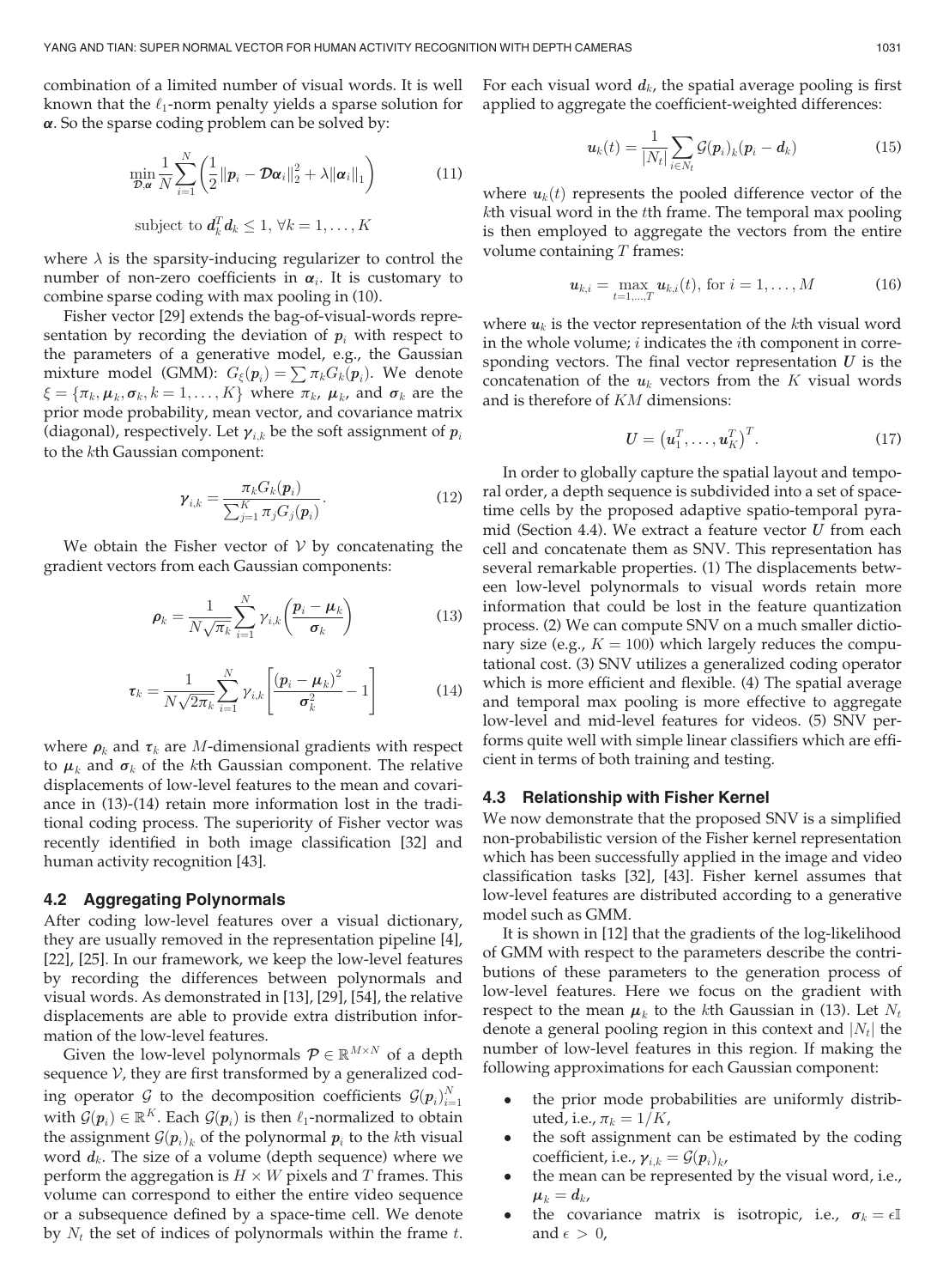combination of a limited number of visual words. It is well known that the $\ell_1$-norm penalty yields a sparse solution for $\boldsymbol{\alpha}$. So the sparse coding problem can be solved by:

$$\min_{\mathcal{D},\boldsymbol{\alpha}} \frac{1}{N}\sum_{i=1}^{N}\left(\frac{1}{2}\|\boldsymbol{p}_i - \mathcal{D}\boldsymbol{\alpha}_i\|_2^2 + \lambda\|\boldsymbol{\alpha}_i\|_1\right) \tag{11}$$

$$\text{subject to } \boldsymbol{d}_k^T\boldsymbol{d}_k \leq 1,\ \forall k = 1,\ldots,K$$

where $\lambda$ is the sparsity-inducing regularizer to control the number of non-zero coefficients in $\boldsymbol{\alpha}_i$. It is customary to combine sparse coding with max pooling in (10).

Fisher vector [29] extends the bag-of-visual-words representation by recording the deviation of $\boldsymbol{p}_i$ with respect to the parameters of a generative model, e.g., the Gaussian mixture model (GMM): $G_\xi(\boldsymbol{p}_i) = \sum \pi_k G_k(\boldsymbol{p}_i)$. We denote $\xi = \{\pi_k, \boldsymbol{\mu}_k, \boldsymbol{\sigma}_k, k = 1,\ldots,K\}$ where $\pi_k$, $\boldsymbol{\mu}_k$, and $\boldsymbol{\sigma}_k$ are the prior mode probability, mean vector, and covariance matrix (diagonal), respectively. Let $\boldsymbol{\gamma}_{i,k}$ be the soft assignment of $\boldsymbol{p}_i$ to the $k$th Gaussian component:

$$\boldsymbol{\gamma}_{i,k} = \frac{\pi_k G_k(\boldsymbol{p}_i)}{\sum_{j=1}^{K}\pi_j G_j(\boldsymbol{p}_i)}. \tag{12}$$

We obtain the Fisher vector of $\mathcal{V}$ by concatenating the gradient vectors from each Gaussian components:

$$\boldsymbol{\rho}_k = \frac{1}{N\sqrt{\pi_k}}\sum_{i=1}^{N}\gamma_{i,k}\left(\frac{\boldsymbol{p}_i - \boldsymbol{\mu}_k}{\boldsymbol{\sigma}_k}\right) \tag{13}$$

$$\boldsymbol{\tau}_k = \frac{1}{N\sqrt{2\pi_k}}\sum_{i=1}^{N}\gamma_{i,k}\left[\frac{(\boldsymbol{p}_i - \boldsymbol{\mu}_k)^2}{\boldsymbol{\sigma}_k^2} - 1\right] \tag{14}$$

where $\boldsymbol{\rho}_k$ and $\boldsymbol{\tau}_k$ are $M$-dimensional gradients with respect to $\boldsymbol{\mu}_k$ and $\boldsymbol{\sigma}_k$ of the $k$th Gaussian component. The relative displacements of low-level features to the mean and covariance in (13)-(14) retain more information lost in the traditional coding process. The superiority of Fisher vector was recently identified in both image classification [32] and human activity recognition [43].

### 4.2 Aggregating Polynormals

After coding low-level features over a visual dictionary, they are usually removed in the representation pipeline [4], [22], [25]. In our framework, we keep the low-level features by recording the differences between polynormals and visual words. As demonstrated in [13], [29], [54], the relative displacements are able to provide extra distribution information of the low-level features.

Given the low-level polynormals $\mathcal{P} \in \mathbb{R}^{M\times N}$ of a depth sequence $\mathcal{V}$, they are first transformed by a generalized coding operator $\mathcal{G}$ to the decomposition coefficients $\mathcal{G}(\boldsymbol{p}_i)_{i=1}^N$ with $\mathcal{G}(\boldsymbol{p}_i) \in \mathbb{R}^K$. Each $\mathcal{G}(\boldsymbol{p}_i)$ is then $\ell_1$-normalized to obtain the assignment $\mathcal{G}(\boldsymbol{p}_i)_k$ of the polynormal $\boldsymbol{p}_i$ to the $k$th visual word $\boldsymbol{d}_k$. The size of a volume (depth sequence) where we perform the aggregation is $H \times W$ pixels and $T$ frames. This volume can correspond to either the entire video sequence or a subsequence defined by a space-time cell. We denote by $N_t$ the set of indices of polynormals within the frame $t$. For each visual word $\boldsymbol{d}_k$, the spatial average pooling is first applied to aggregate the coefficient-weighted differences:

$$\boldsymbol{u}_k(t) = \frac{1}{|N_t|}\sum_{i\in N_t}\mathcal{G}(\boldsymbol{p}_i)_k(\boldsymbol{p}_i - \boldsymbol{d}_k) \tag{15}$$

where $\boldsymbol{u}_k(t)$ represents the pooled difference vector of the $k$th visual word in the $t$th frame. The temporal max pooling is then employed to aggregate the vectors from the entire volume containing $T$ frames:

$$\boldsymbol{u}_{k,i} = \max_{t=1,\ldots,T}\boldsymbol{u}_{k,i}(t),\ \text{for } i = 1,\ldots,M \tag{16}$$

where $\boldsymbol{u}_k$ is the vector representation of the $k$th visual word in the whole volume; $i$ indicates the $i$th component in corresponding vectors. The final vector representation $\boldsymbol{U}$ is the concatenation of the $\boldsymbol{u}_k$ vectors from the $K$ visual words and is therefore of $KM$ dimensions:

$$\boldsymbol{U} = \left(\boldsymbol{u}_1^T,\ldots,\boldsymbol{u}_K^T\right)^T. \tag{17}$$

In order to globally capture the spatial layout and temporal order, a depth sequence is subdivided into a set of space-time cells by the proposed adaptive spatio-temporal pyramid (Section 4.4). We extract a feature vector $\boldsymbol{U}$ from each cell and concatenate them as SNV. This representation has several remarkable properties. (1) The displacements between low-level polynormals to visual words retain more information that could be lost in the feature quantization process. (2) We can compute SNV on a much smaller dictionary size (e.g., $K = 100$) which largely reduces the computational cost. (3) SNV utilizes a generalized coding operator which is more efficient and flexible. (4) The spatial average and temporal max pooling is more effective to aggregate low-level and mid-level features for videos. (5) SNV performs quite well with simple linear classifiers which are efficient in terms of both training and testing.

### 4.3 Relationship with Fisher Kernel

We now demonstrate that the proposed SNV is a simplified non-probabilistic version of the Fisher kernel representation which has been successfully applied in the image and video classification tasks [32], [43]. Fisher kernel assumes that low-level features are distributed according to a generative model such as GMM.

It is shown in [12] that the gradients of the log-likelihood of GMM with respect to the parameters describe the contributions of these parameters to the generation process of low-level features. Here we focus on the gradient with respect to the mean $\boldsymbol{\mu}_k$ to the $k$th Gaussian in (13). Let $N_t$ denote a general pooling region in this context and $|N_t|$ the number of low-level features in this region. If making the following approximations for each Gaussian component:

- the prior mode probabilities are uniformly distributed, i.e., $\pi_k = 1/K$,
- the soft assignment can be estimated by the coding coefficient, i.e., $\boldsymbol{\gamma}_{i,k} = \mathcal{G}(\boldsymbol{p}_i)_k$,
- the mean can be represented by the visual word, i.e., $\boldsymbol{\mu}_k = \boldsymbol{d}_k$,
- the covariance matrix is isotropic, i.e., $\boldsymbol{\sigma}_k = \epsilon\mathbb{I}$ and $\epsilon > 0$,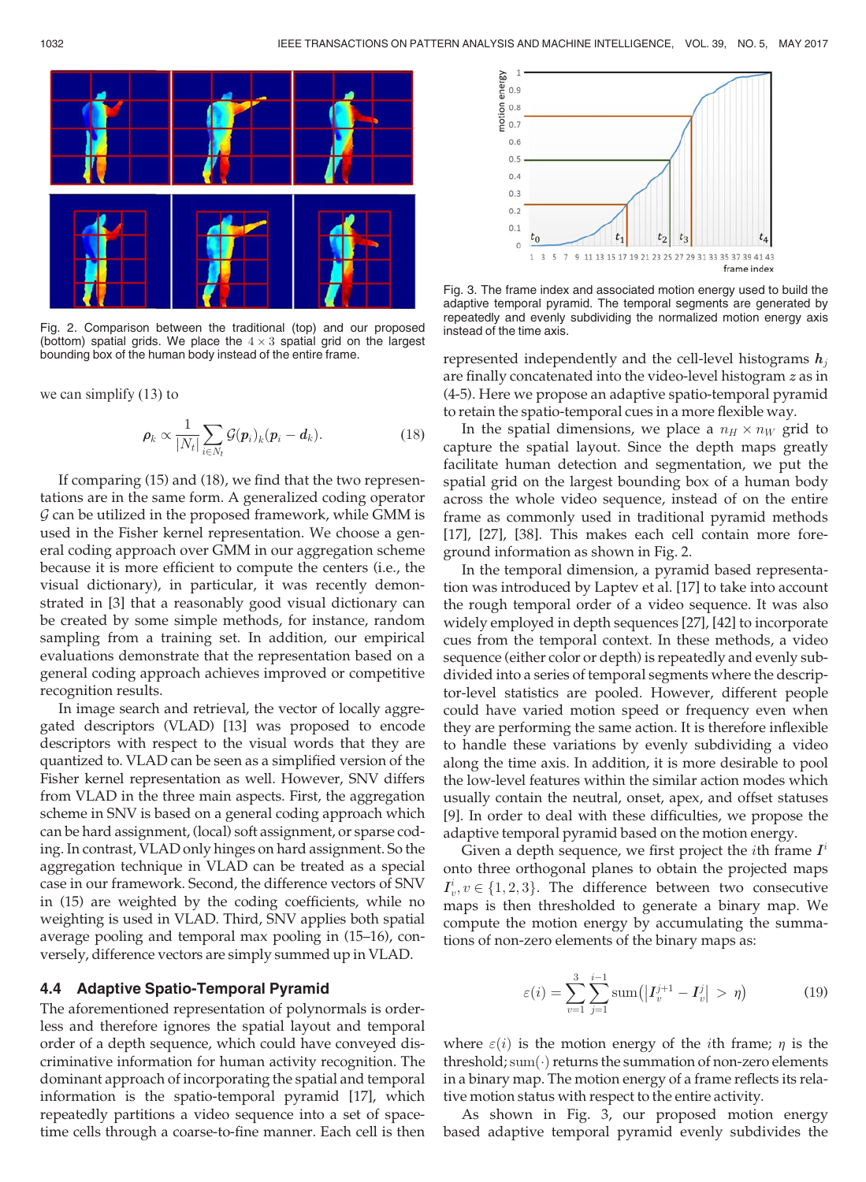Fig. 2. Comparison between the traditional (top) and our proposed (bottom) spatial grids. We place the $4 \times 3$ spatial grid on the largest bounding box of the human body instead of the entire frame.

we can simplify (13) to

$$\boldsymbol{\rho}_k \propto \frac{1}{|N_t|} \sum_{i \in N_t} \mathcal{G}(\boldsymbol{p}_i)_k (\boldsymbol{p}_i - \boldsymbol{d}_k). \tag{18}$$

If comparing (15) and (18), we find that the two representations are in the same form. A generalized coding operator $\mathcal{G}$ can be utilized in the proposed framework, while GMM is used in the Fisher kernel representation. We choose a general coding approach over GMM in our aggregation scheme because it is more efficient to compute the centers (i.e., the visual dictionary), in particular, it was recently demonstrated in [3] that a reasonably good visual dictionary can be created by some simple methods, for instance, random sampling from a training set. In addition, our empirical evaluations demonstrate that the representation based on a general coding approach achieves improved or competitive recognition results.

In image search and retrieval, the vector of locally aggregated descriptors (VLAD) [13] was proposed to encode descriptors with respect to the visual words that they are quantized to. VLAD can be seen as a simplified version of the Fisher kernel representation as well. However, SNV differs from VLAD in the three main aspects. First, the aggregation scheme in SNV is based on a general coding approach which can be hard assignment, (local) soft assignment, or sparse coding. In contrast, VLAD only hinges on hard assignment. So the aggregation technique in VLAD can be treated as a special case in our framework. Second, the difference vectors of SNV in (15) are weighted by the coding coefficients, while no weighting is used in VLAD. Third, SNV applies both spatial average pooling and temporal max pooling in (15–16), conversely, difference vectors are simply summed up in VLAD.

### 4.4 Adaptive Spatio-Temporal Pyramid

The aforementioned representation of polynormals is orderless and therefore ignores the spatial layout and temporal order of a depth sequence, which could have conveyed discriminative information for human activity recognition. The dominant approach of incorporating the spatial and temporal information is the spatio-temporal pyramid [17], which repeatedly partitions a video sequence into a set of space-time cells through a coarse-to-fine manner. Each cell is then represented independently and the cell-level histograms $\boldsymbol{h}_j$ are finally concatenated into the video-level histogram $z$ as in (4-5). Here we propose an adaptive spatio-temporal pyramid to retain the spatio-temporal cues in a more flexible way.

Fig. 3. The frame index and associated motion energy used to build the adaptive temporal pyramid. The temporal segments are generated by repeatedly and evenly subdividing the normalized motion energy axis instead of the time axis.

In the spatial dimensions, we place a $n_H \times n_W$ grid to capture the spatial layout. Since the depth maps greatly facilitate human detection and segmentation, we put the spatial grid on the largest bounding box of a human body across the whole video sequence, instead of on the entire frame as commonly used in traditional pyramid methods [17], [27], [38]. This makes each cell contain more foreground information as shown in Fig. 2.

In the temporal dimension, a pyramid based representation was introduced by Laptev et al. [17] to take into account the rough temporal order of a video sequence. It was also widely employed in depth sequences [27], [42] to incorporate cues from the temporal context. In these methods, a video sequence (either color or depth) is repeatedly and evenly subdivided into a series of temporal segments where the descriptor-level statistics are pooled. However, different people could have varied motion speed or frequency even when they are performing the same action. It is therefore inflexible to handle these variations by evenly subdividing a video along the time axis. In addition, it is more desirable to pool the low-level features within the similar action modes which usually contain the neutral, onset, apex, and offset statuses [9]. In order to deal with these difficulties, we propose the adaptive temporal pyramid based on the motion energy.

Given a depth sequence, we first project the $i$th frame $I^i$ onto three orthogonal planes to obtain the projected maps $I_v^i, v \in \{1, 2, 3\}$. The difference between two consecutive maps is then thresholded to generate a binary map. We compute the motion energy by accumulating the summations of non-zero elements of the binary maps as:

$$\varepsilon(i) = \sum_{v=1}^{3} \sum_{j=1}^{i-1} \text{sum}\left(\left|I_v^{j+1} - I_v^j\right| > \eta\right) \tag{19}$$

where $\varepsilon(i)$ is the motion energy of the $i$th frame; $\eta$ is the threshold; $\text{sum}(\cdot)$ returns the summation of non-zero elements in a binary map. The motion energy of a frame reflects its relative motion status with respect to the entire activity.

As shown in Fig. 3, our proposed motion energy based adaptive temporal pyramid evenly subdivides the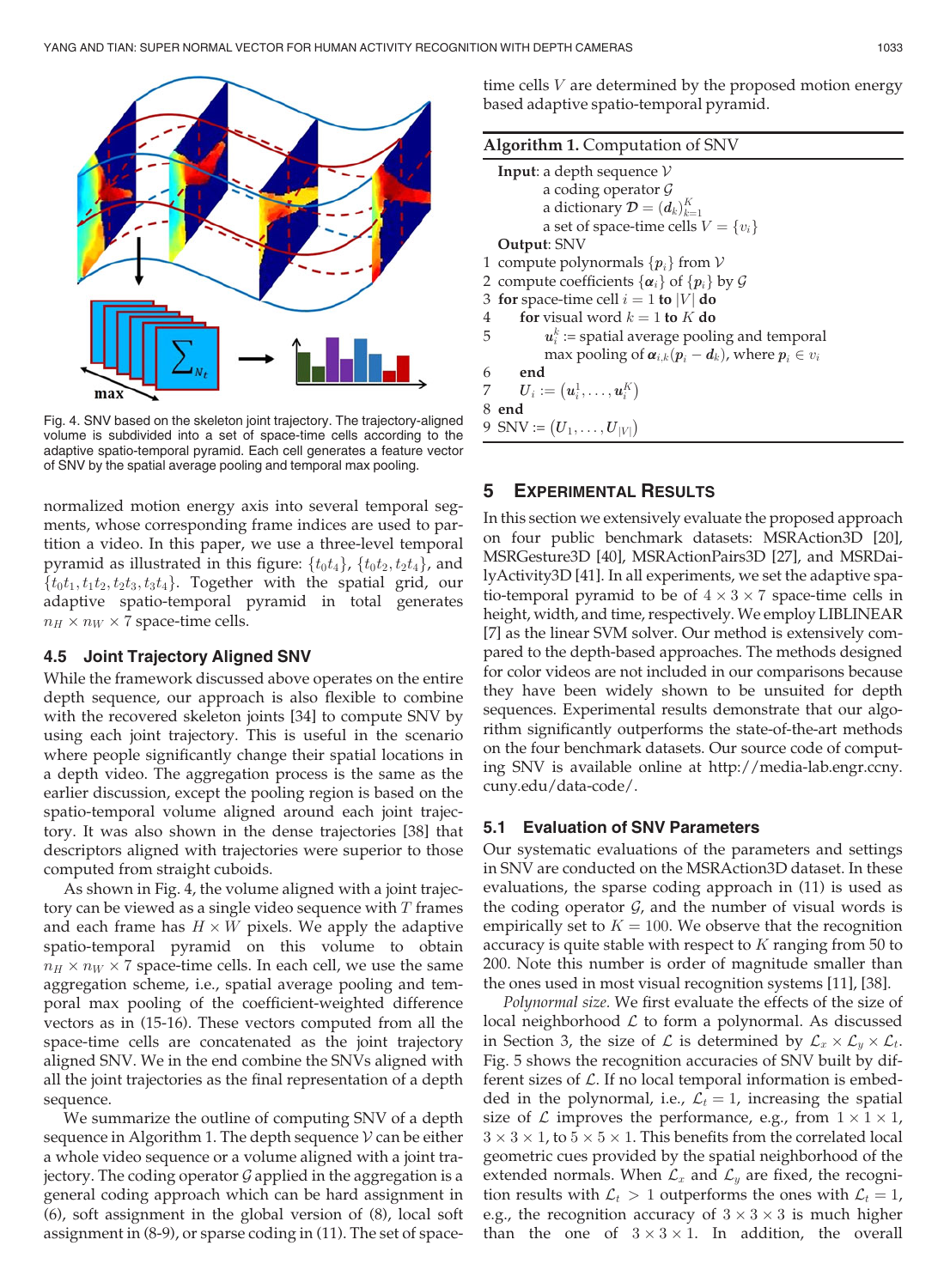Fig. 4. SNV based on the skeleton joint trajectory. The trajectory-aligned volume is subdivided into a set of space-time cells according to the adaptive spatio-temporal pyramid. Each cell generates a feature vector of SNV by the spatial average pooling and temporal max pooling.

normalized motion energy axis into several temporal segments, whose corresponding frame indices are used to partition a video. In this paper, we use a three-level temporal pyramid as illustrated in this figure: $\{t_0t_4\}$, $\{t_0t_2, t_2t_4\}$, and $\{t_0t_1, t_1t_2, t_2t_3, t_3t_4\}$. Together with the spatial grid, our adaptive spatio-temporal pyramid in total generates $n_H \times n_W \times 7$ space-time cells.

### 4.5 Joint Trajectory Aligned SNV

While the framework discussed above operates on the entire depth sequence, our approach is also flexible to combine with the recovered skeleton joints [34] to compute SNV by using each joint trajectory. This is useful in the scenario where people significantly change their spatial locations in a depth video. The aggregation process is the same as the earlier discussion, except the pooling region is based on the spatio-temporal volume aligned around each joint trajectory. It was also shown in the dense trajectories [38] that descriptors aligned with trajectories were superior to those computed from straight cuboids.

As shown in Fig. 4, the volume aligned with a joint trajectory can be viewed as a single video sequence with $T$ frames and each frame has $H \times W$ pixels. We apply the adaptive spatio-temporal pyramid on this volume to obtain $n_H \times n_W \times 7$ space-time cells. In each cell, we use the same aggregation scheme, i.e., spatial average pooling and temporal max pooling of the coefficient-weighted difference vectors as in (15-16). These vectors computed from all the space-time cells are concatenated as the joint trajectory aligned SNV. We in the end combine the SNVs aligned with all the joint trajectories as the final representation of a depth sequence.

We summarize the outline of computing SNV of a depth sequence in Algorithm 1. The depth sequence $\mathcal{V}$ can be either a whole video sequence or a volume aligned with a joint trajectory. The coding operator $\mathcal{G}$ applied in the aggregation is a general coding approach which can be hard assignment in (6), soft assignment in the global version of (8), local soft assignment in (8-9), or sparse coding in (11). The set of space-time cells $V$ are determined by the proposed motion energy based adaptive spatio-temporal pyramid.

**Algorithm 1.** Computation of SNV

**Input**: a depth sequence $\mathcal{V}$
  a coding operator $\mathcal{G}$
  a dictionary $\mathcal{D} = (\boldsymbol{d}_k)_{k=1}^K$
  a set of space-time cells $V = \{v_i\}$
**Output**: SNV
1 compute polynormals $\{\boldsymbol{p}_i\}$ from $\mathcal{V}$
2 compute coefficients $\{\boldsymbol{\alpha}_i\}$ of $\{\boldsymbol{p}_i\}$ by $\mathcal{G}$
3 **for** space-time cell $i = 1$ **to** $|V|$ **do**
4   **for** visual word $k = 1$ **to** $K$ **do**
5     $\boldsymbol{u}_i^k :=$ spatial average pooling and temporal max pooling of $\boldsymbol{\alpha}_{i,k}(\boldsymbol{p}_i - \boldsymbol{d}_k)$, where $\boldsymbol{p}_i \in v_i$
6   **end**
7   $\boldsymbol{U}_i := (\boldsymbol{u}_i^1, \ldots, \boldsymbol{u}_i^K)$
8 **end**
9 SNV $:= (\boldsymbol{U}_1, \ldots, \boldsymbol{U}_{|V|})$

## 5 Experimental Results

In this section we extensively evaluate the proposed approach on four public benchmark datasets: MSRAction3D [20], MSRGesture3D [40], MSRActionPairs3D [27], and MSRDailyActivity3D [41]. In all experiments, we set the adaptive spatio-temporal pyramid to be of $4 \times 3 \times 7$ space-time cells in height, width, and time, respectively. We employ LIBLINEAR [7] as the linear SVM solver. Our method is extensively compared to the depth-based approaches. The methods designed for color videos are not included in our comparisons because they have been widely shown to be unsuited for depth sequences. Experimental results demonstrate that our algorithm significantly outperforms the state-of-the-art methods on the four benchmark datasets. Our source code of computing SNV is available online at http://media-lab.engr.ccny.cuny.edu/data-code/.

### 5.1 Evaluation of SNV Parameters

Our systematic evaluations of the parameters and settings in SNV are conducted on the MSRAction3D dataset. In these evaluations, the sparse coding approach in (11) is used as the coding operator $\mathcal{G}$, and the number of visual words is empirically set to $K = 100$. We observe that the recognition accuracy is quite stable with respect to $K$ ranging from 50 to 200. Note this number is order of magnitude smaller than the ones used in most visual recognition systems [11], [38].

*Polynormal size.* We first evaluate the effects of the size of local neighborhood $\mathcal{L}$ to form a polynormal. As discussed in Section 3, the size of $\mathcal{L}$ is determined by $\mathcal{L}_x \times \mathcal{L}_y \times \mathcal{L}_t$. Fig. 5 shows the recognition accuracies of SNV built by different sizes of $\mathcal{L}$. If no local temporal information is embedded in the polynormal, i.e., $\mathcal{L}_t = 1$, increasing the spatial size of $\mathcal{L}$ improves the performance, e.g., from $1 \times 1 \times 1$, $3 \times 3 \times 1$, to $5 \times 5 \times 1$. This benefits from the correlated local geometric cues provided by the spatial neighborhood of the extended normals. When $\mathcal{L}_x$ and $\mathcal{L}_y$ are fixed, the recognition results with $\mathcal{L}_t > 1$ outperforms the ones with $\mathcal{L}_t = 1$, e.g., the recognition accuracy of $3 \times 3 \times 3$ is much higher than the one of $3 \times 3 \times 1$. In addition, the overall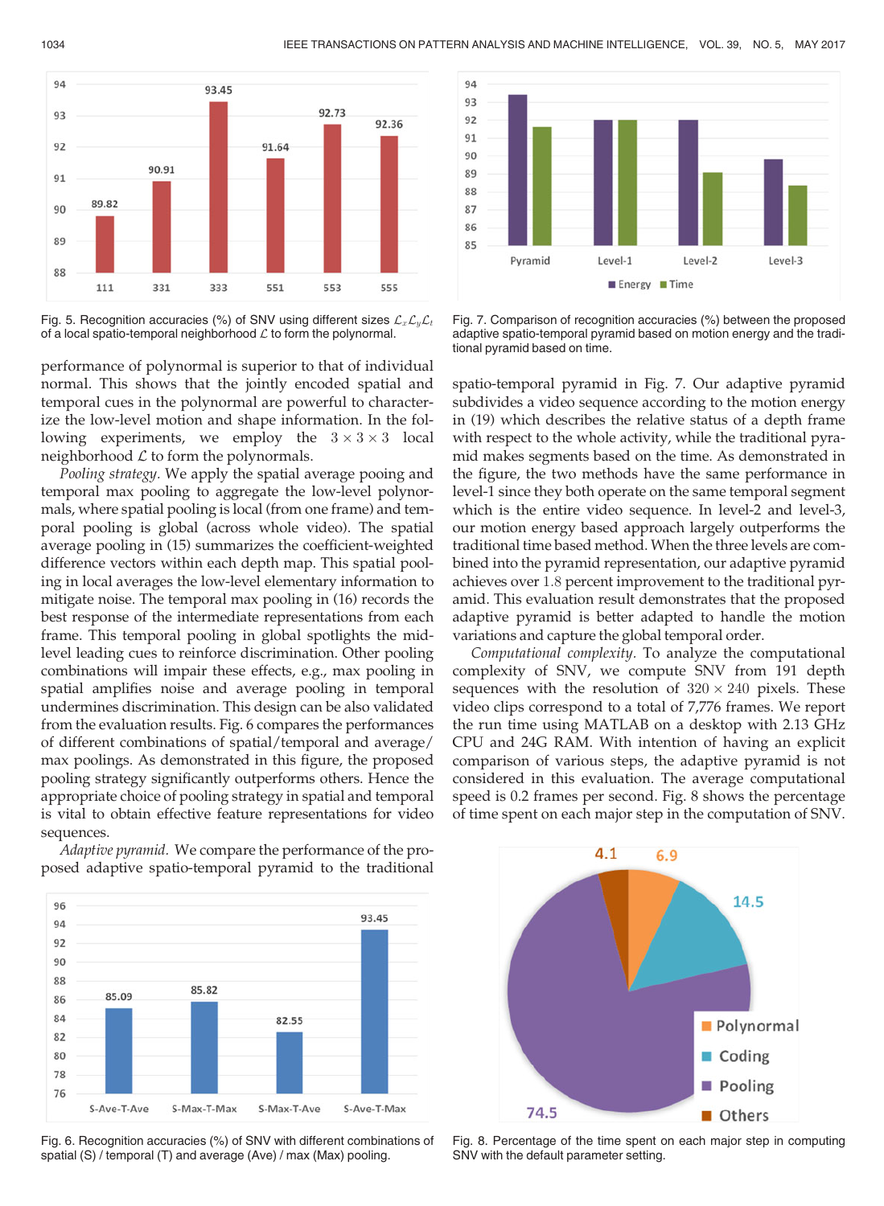Fig. 5. Recognition accuracies (%) of SNV using different sizes $\mathcal{L}_x \mathcal{L}_y \mathcal{L}_t$ of a local spatio-temporal neighborhood $\mathcal{L}$ to form the polynormal.

Fig. 7. Comparison of recognition accuracies (%) between the proposed adaptive spatio-temporal pyramid based on motion energy and the traditional pyramid based on time.

performance of polynormal is superior to that of individual normal. This shows that the jointly encoded spatial and temporal cues in the polynormal are powerful to characterize the low-level motion and shape information. In the following experiments, we employ the $3 \times 3 \times 3$ local neighborhood $\mathcal{L}$ to form the polynormals.

*Pooling strategy.* We apply the spatial average pooing and temporal max pooling to aggregate the low-level polynormals, where spatial pooling is local (from one frame) and temporal pooling is global (across whole video). The spatial average pooling in (15) summarizes the coefficient-weighted difference vectors within each depth map. This spatial pooling in local averages the low-level elementary information to mitigate noise. The temporal max pooling in (16) records the best response of the intermediate representations from each frame. This temporal pooling in global spotlights the mid-level leading cues to reinforce discrimination. Other pooling combinations will impair these effects, e.g., max pooling in spatial amplifies noise and average pooling in temporal undermines discrimination. This design can be also validated from the evaluation results. Fig. 6 compares the performances of different combinations of spatial/temporal and average/max poolings. As demonstrated in this figure, the proposed pooling strategy significantly outperforms others. Hence the appropriate choice of pooling strategy in spatial and temporal is vital to obtain effective feature representations for video sequences.

*Adaptive pyramid.* We compare the performance of the proposed adaptive spatio-temporal pyramid to the traditional spatio-temporal pyramid in Fig. 7. Our adaptive pyramid subdivides a video sequence according to the motion energy in (19) which describes the relative status of a depth frame with respect to the whole activity, while the traditional pyramid makes segments based on the time. As demonstrated in the figure, the two methods have the same performance in level-1 since they both operate on the same temporal segment which is the entire video sequence. In level-2 and level-3, our motion energy based approach largely outperforms the traditional time based method. When the three levels are combined into the pyramid representation, our adaptive pyramid achieves over 1.8 percent improvement to the traditional pyramid. This evaluation result demonstrates that the proposed adaptive pyramid is better adapted to handle the motion variations and capture the global temporal order.

*Computational complexity.* To analyze the computational complexity of SNV, we compute SNV from 191 depth sequences with the resolution of $320 \times 240$ pixels. These video clips correspond to a total of 7,776 frames. We report the run time using MATLAB on a desktop with 2.13 GHz CPU and 24G RAM. With intention of having an explicit comparison of various steps, the adaptive pyramid is not considered in this evaluation. The average computational speed is 0.2 frames per second. Fig. 8 shows the percentage of time spent on each major step in the computation of SNV.

Fig. 6. Recognition accuracies (%) of SNV with different combinations of spatial (S) / temporal (T) and average (Ave) / max (Max) pooling.

Fig. 8. Percentage of the time spent on each major step in computing SNV with the default parameter setting.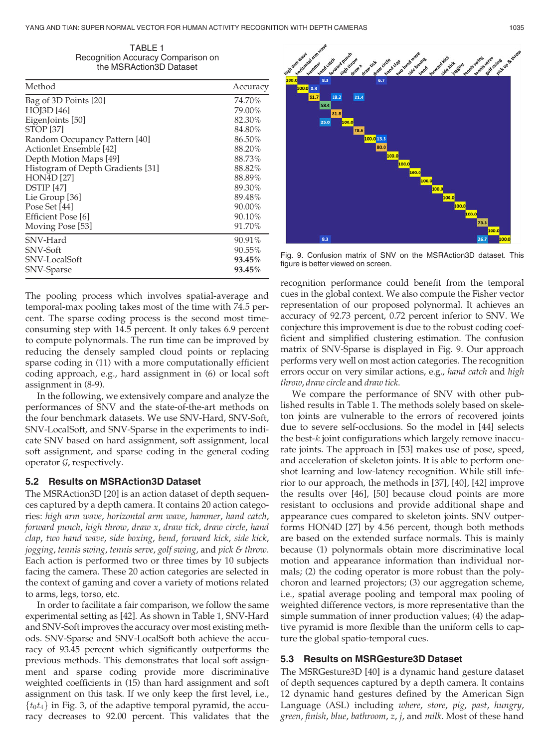TABLE 1
Recognition Accuracy Comparison on the MSRAction3D Dataset

| Method | Accuracy |
|---|---|
| Bag of 3D Points [20] | 74.70% |
| HOJ3D [46] | 79.00% |
| EigenJoints [50] | 82.30% |
| STOP [37] | 84.80% |
| Random Occupancy Pattern [40] | 86.50% |
| Actionlet Ensemble [42] | 88.20% |
| Depth Motion Maps [49] | 88.73% |
| Histogram of Depth Gradients [31] | 88.82% |
| HON4D [27] | 88.89% |
| DSTIP [47] | 89.30% |
| Lie Group [36] | 89.48% |
| Pose Set [44] | 90.00% |
| Efficient Pose [6] | 90.10% |
| Moving Pose [53] | 91.70% |
| SNV-Hard | 90.91% |
| SNV-Soft | 90.55% |
| SNV-LocalSoft | **93.45%** |
| SNV-Sparse | **93.45%** |

The pooling process which involves spatial-average and temporal-max pooling takes most of the time with 74.5 percent. The sparse coding process is the second most time-consuming step with 14.5 percent. It only takes 6.9 percent to compute polynormals. The run time can be improved by reducing the densely sampled cloud points or replacing sparse coding in (11) with a more computationally efficient coding approach, e.g., hard assignment in (6) or local soft assignment in (8-9).

In the following, we extensively compare and analyze the performances of SNV and the state-of-the-art methods on the four benchmark datasets. We use SNV-Hard, SNV-Soft, SNV-LocalSoft, and SNV-Sparse in the experiments to indicate SNV based on hard assignment, soft assignment, local soft assignment, and sparse coding in the general coding operator $\mathcal{G}$, respectively.

### 5.2 Results on MSRAction3D Dataset

The MSRAction3D [20] is an action dataset of depth sequences captured by a depth camera. It contains 20 action categories: *high arm wave*, *horizontal arm wave*, *hammer*, *hand catch*, *forward punch*, *high throw*, *draw x*, *draw tick*, *draw circle*, *hand clap*, *two hand wave*, *side boxing*, *bend*, *forward kick*, *side kick*, *jogging*, *tennis swing*, *tennis serve*, *golf swing*, and *pick & throw*. Each action is performed two or three times by 10 subjects facing the camera. These 20 action categories are selected in the context of gaming and cover a variety of motions related to arms, legs, torso, etc.

In order to facilitate a fair comparison, we follow the same experimental setting as [42]. As shown in Table 1, SNV-Hard and SNV-Soft improves the accuracy over most existing methods. SNV-Sparse and SNV-LocalSoft both achieve the accuracy of 93.45 percent which significantly outperforms the previous methods. This demonstrates that local soft assignment and sparse coding provide more discriminative weighted coefficients in (15) than hard assignment and soft assignment on this task. If we only keep the first level, i.e., $\{t_0t_4\}$ in Fig. 3, of the adaptive temporal pyramid, the accuracy decreases to 92.00 percent. This validates that the recognition performance could benefit from the temporal cues in the global context. We also compute the Fisher vector representation of our proposed polynormal. It achieves an accuracy of 92.73 percent, 0.72 percent inferior to SNV. We conjecture this improvement is due to the robust coding coefficient and simplified clustering estimation. The confusion matrix of SNV-Sparse is displayed in Fig. 9. Our approach performs very well on most action categories. The recognition errors occur on very similar actions, e.g., *hand catch* and *high throw*, *draw circle* and *draw tick*.

Fig. 9. Confusion matrix of SNV on the MSRAction3D dataset. This figure is better viewed on screen.

We compare the performance of SNV with other published results in Table 1. The methods solely based on skeleton joints are vulnerable to the errors of recovered joints due to severe self-occlusions. So the model in [44] selects the best-$k$ joint configurations which largely remove inaccurate joints. The approach in [53] makes use of pose, speed, and acceleration of skeleton joints. It is able to perform one-shot learning and low-latency recognition. While still inferior to our approach, the methods in [37], [40], [42] improve the results over [46], [50] because cloud points are more resistant to occlusions and provide additional shape and appearance cues compared to skeleton joints. SNV outperforms HON4D [27] by 4.56 percent, though both methods are based on the extended surface normals. This is mainly because (1) polynormals obtain more discriminative local motion and appearance information than individual normals; (2) the coding operator is more robust than the polychoron and learned projectors; (3) our aggregation scheme, i.e., spatial average pooling and temporal max pooling of weighted difference vectors, is more representative than the simple summation of inner production values; (4) the adaptive pyramid is more flexible than the uniform cells to capture the global spatio-temporal cues.

### 5.3 Results on MSRGesture3D Dataset

The MSRGesture3D [40] is a dynamic hand gesture dataset of depth sequences captured by a depth camera. It contains 12 dynamic hand gestures defined by the American Sign Language (ASL) including *where*, *store*, *pig*, *past*, *hungry*, *green*, *finish*, *blue*, *bathroom*, *z*, *j*, and *milk*. Most of these hand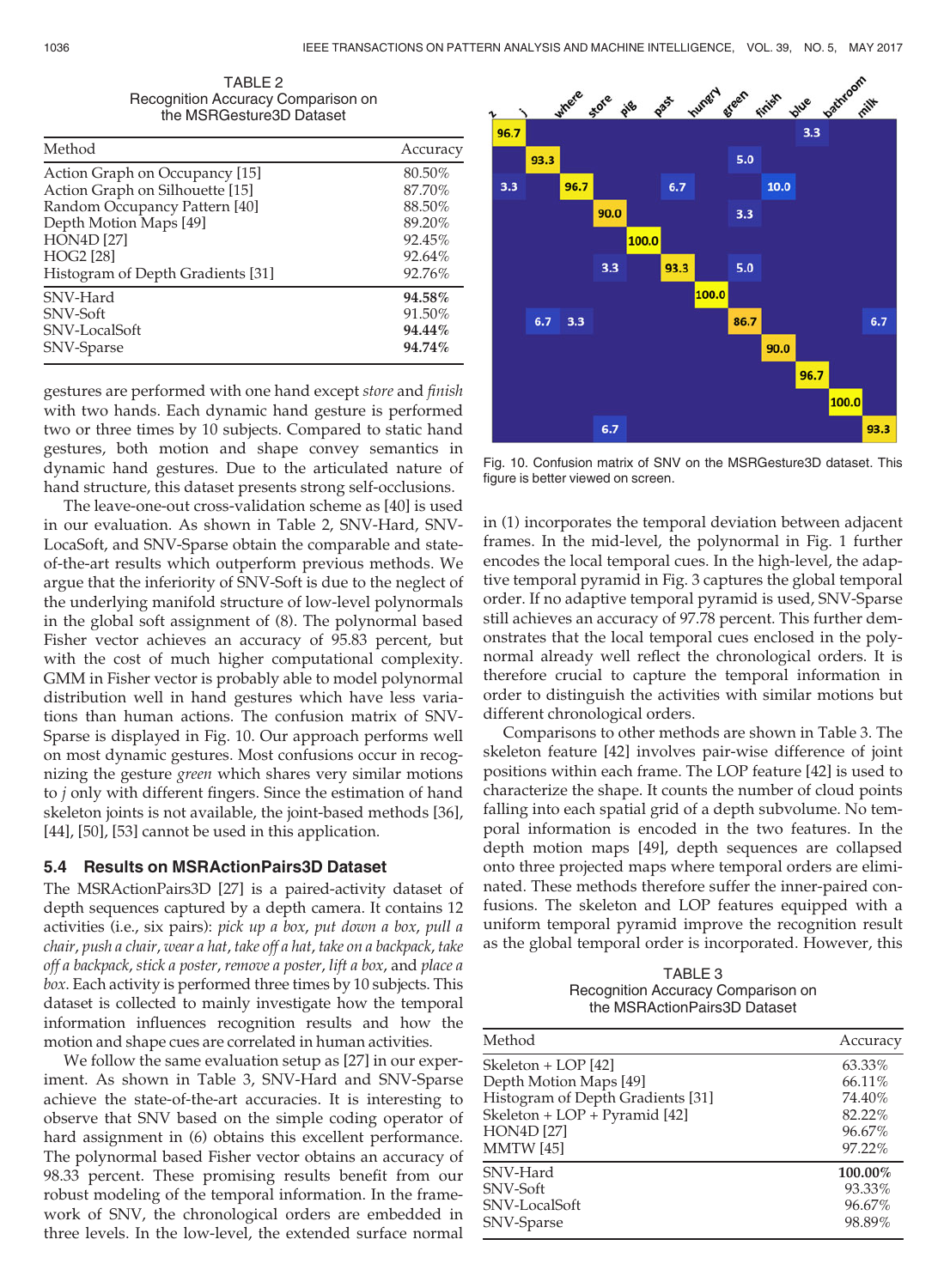TABLE 2
Recognition Accuracy Comparison on the MSRGesture3D Dataset

| Method | Accuracy |
| --- | --- |
| Action Graph on Occupancy [15] | 80.50% |
| Action Graph on Silhouette [15] | 87.70% |
| Random Occupancy Pattern [40] | 88.50% |
| Depth Motion Maps [49] | 89.20% |
| HON4D [27] | 92.45% |
| HOG2 [28] | 92.64% |
| Histogram of Depth Gradients [31] | 92.76% |
| SNV-Hard | **94.58%** |
| SNV-Soft | 91.50% |
| SNV-LocalSoft | **94.44%** |
| SNV-Sparse | **94.74%** |

gestures are performed with one hand except *store* and *finish* with two hands. Each dynamic hand gesture is performed two or three times by 10 subjects. Compared to static hand gestures, both motion and shape convey semantics in dynamic hand gestures. Due to the articulated nature of hand structure, this dataset presents strong self-occlusions.

The leave-one-out cross-validation scheme as [40] is used in our evaluation. As shown in Table 2, SNV-Hard, SNV-LocaSoft, and SNV-Sparse obtain the comparable and state-of-the-art results which outperform previous methods. We argue that the inferiority of SNV-Soft is due to the neglect of the underlying manifold structure of low-level polynormals in the global soft assignment of (8). The polynormal based Fisher vector achieves an accuracy of 95.83 percent, but with the cost of much higher computational complexity. GMM in Fisher vector is probably able to model polynormal distribution well in hand gestures which have less variations than human actions. The confusion matrix of SNV-Sparse is displayed in Fig. 10. Our approach performs well on most dynamic gestures. Most confusions occur in recognizing the gesture *green* which shares very similar motions to *j* only with different fingers. Since the estimation of hand skeleton joints is not available, the joint-based methods [36], [44], [50], [53] cannot be used in this application.

Fig. 10. Confusion matrix of SNV on the MSRGesture3D dataset. This figure is better viewed on screen.

### 5.4 Results on MSRActionPairs3D Dataset

The MSRActionPairs3D [27] is a paired-activity dataset of depth sequences captured by a depth camera. It contains 12 activities (i.e., six pairs): *pick up a box*, *put down a box*, *pull a chair*, *push a chair*, *wear a hat*, *take off a hat*, *take on a backpack*, *take off a backpack*, *stick a poster*, *remove a poster*, *lift a box*, and *place a box*. Each activity is performed three times by 10 subjects. This dataset is collected to mainly investigate how the temporal information influences recognition results and how the motion and shape cues are correlated in human activities.

We follow the same evaluation setup as [27] in our experiment. As shown in Table 3, SNV-Hard and SNV-Sparse achieve the state-of-the-art accuracies. It is interesting to observe that SNV based on the simple coding operator of hard assignment in (6) obtains this excellent performance. The polynormal based Fisher vector obtains an accuracy of 98.33 percent. These promising results benefit from our robust modeling of the temporal information. In the framework of SNV, the chronological orders are embedded in three levels. In the low-level, the extended surface normal in (1) incorporates the temporal deviation between adjacent frames. In the mid-level, the polynormal in Fig. 1 further encodes the local temporal cues. In the high-level, the adaptive temporal pyramid in Fig. 3 captures the global temporal order. If no adaptive temporal pyramid is used, SNV-Sparse still achieves an accuracy of 97.78 percent. This further demonstrates that the local temporal cues enclosed in the polynormal already well reflect the chronological orders. It is therefore crucial to capture the temporal information in order to distinguish the activities with similar motions but different chronological orders.

Comparisons to other methods are shown in Table 3. The skeleton feature [42] involves pair-wise difference of joint positions within each frame. The LOP feature [42] is used to characterize the shape. It counts the number of cloud points falling into each spatial grid of a depth subvolume. No temporal information is encoded in the two features. In the depth motion maps [49], depth sequences are collapsed onto three projected maps where temporal orders are eliminated. These methods therefore suffer the inner-paired confusions. The skeleton and LOP features equipped with a uniform temporal pyramid improve the recognition result as the global temporal order is incorporated. However, this

TABLE 3
Recognition Accuracy Comparison on the MSRActionPairs3D Dataset

| Method | Accuracy |
| --- | --- |
| Skeleton + LOP [42] | 63.33% |
| Depth Motion Maps [49] | 66.11% |
| Histogram of Depth Gradients [31] | 74.40% |
| Skeleton + LOP + Pyramid [42] | 82.22% |
| HON4D [27] | 96.67% |
| MMTW [45] | 97.22% |
| SNV-Hard | **100.00%** |
| SNV-Soft | 93.33% |
| SNV-LocalSoft | 96.67% |
| SNV-Sparse | 98.89% |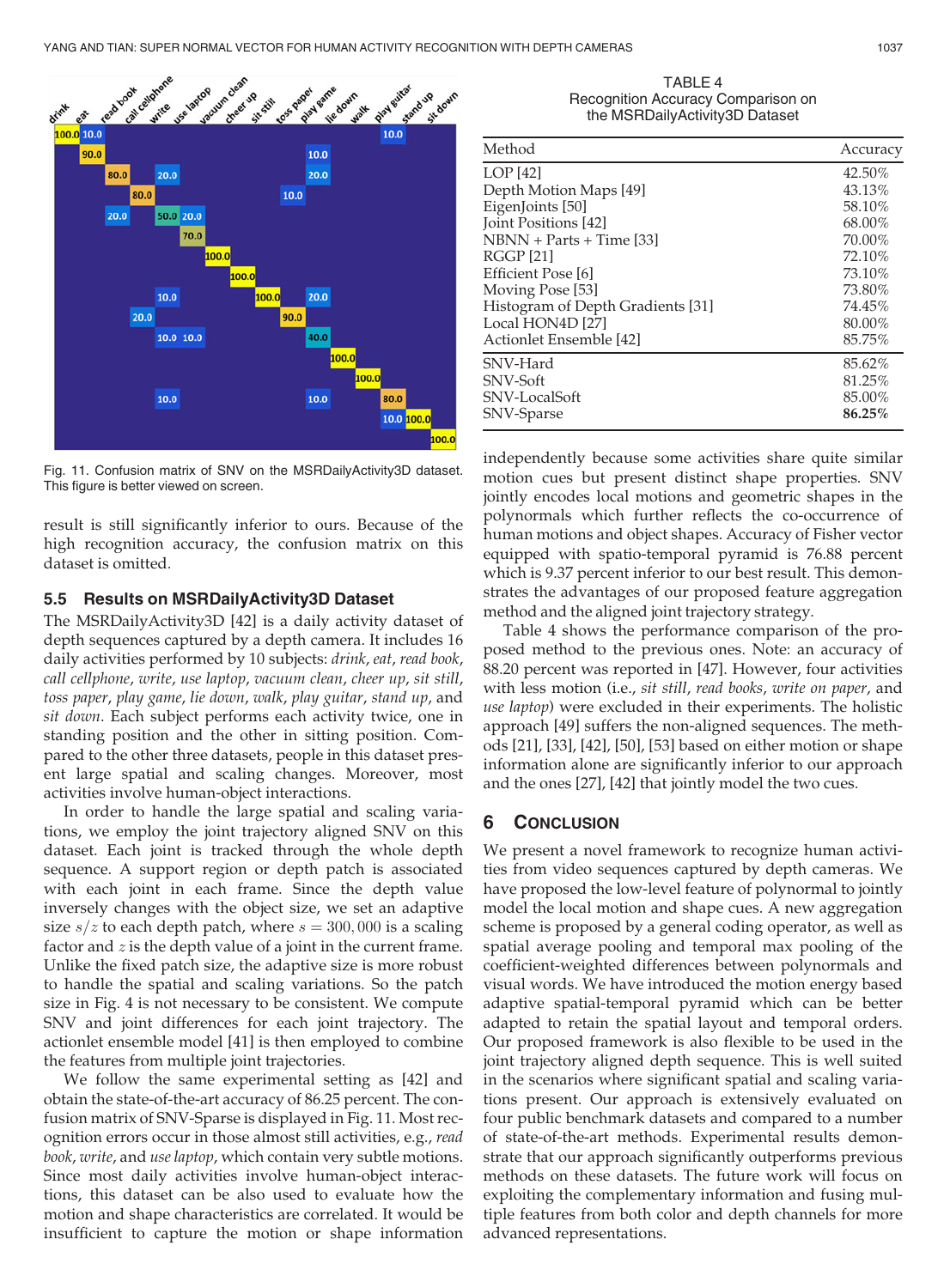Fig. 11. Confusion matrix of SNV on the MSRDailyActivity3D dataset. This figure is better viewed on screen.

result is still significantly inferior to ours. Because of the high recognition accuracy, the confusion matrix on this dataset is omitted.

### 5.5 Results on MSRDailyActivity3D Dataset

The MSRDailyActivity3D [42] is a daily activity dataset of depth sequences captured by a depth camera. It includes 16 daily activities performed by 10 subjects: *drink*, *eat*, *read book*, *call cellphone*, *write*, *use laptop*, *vacuum clean*, *cheer up*, *sit still*, *toss paper*, *play game*, *lie down*, *walk*, *play guitar*, *stand up*, and *sit down*. Each subject performs each activity twice, one in standing position and the other in sitting position. Compared to the other three datasets, people in this dataset present large spatial and scaling changes. Moreover, most activities involve human-object interactions.

In order to handle the large spatial and scaling variations, we employ the joint trajectory aligned SNV on this dataset. Each joint is tracked through the whole depth sequence. A support region or depth patch is associated with each joint in each frame. Since the depth value inversely changes with the object size, we set an adaptive size $s/z$ to each depth patch, where $s = 300{,}000$ is a scaling factor and $z$ is the depth value of a joint in the current frame. Unlike the fixed patch size, the adaptive size is more robust to handle the spatial and scaling variations. So the patch size in Fig. 4 is not necessary to be consistent. We compute SNV and joint differences for each joint trajectory. The actionlet ensemble model [41] is then employed to combine the features from multiple joint trajectories.

We follow the same experimental setting as [42] and obtain the state-of-the-art accuracy of 86.25 percent. The confusion matrix of SNV-Sparse is displayed in Fig. 11. Most recognition errors occur in those almost still activities, e.g., *read book*, *write*, and *use laptop*, which contain very subtle motions. Since most daily activities involve human-object interactions, this dataset can be also used to evaluate how the motion and shape characteristics are correlated. It would be insufficient to capture the motion or shape information independently because some activities share quite similar motion cues but present distinct shape properties. SNV jointly encodes local motions and geometric shapes in the polynormals which further reflects the co-occurrence of human motions and object shapes. Accuracy of Fisher vector equipped with spatio-temporal pyramid is 76.88 percent which is 9.37 percent inferior to our best result. This demonstrates the advantages of our proposed feature aggregation method and the aligned joint trajectory strategy.

TABLE 4
Recognition Accuracy Comparison on the MSRDailyActivity3D Dataset

| Method | Accuracy |
|---|---|
| LOP [42] | 42.50% |
| Depth Motion Maps [49] | 43.13% |
| EigenJoints [50] | 58.10% |
| Joint Positions [42] | 68.00% |
| NBNN + Parts + Time [33] | 70.00% |
| RGGP [21] | 72.10% |
| Efficient Pose [6] | 73.10% |
| Moving Pose [53] | 73.80% |
| Histogram of Depth Gradients [31] | 74.45% |
| Local HON4D [27] | 80.00% |
| Actionlet Ensemble [42] | 85.75% |
| SNV-Hard | 85.62% |
| SNV-Soft | 81.25% |
| SNV-LocalSoft | 85.00% |
| SNV-Sparse | **86.25%** |

Table 4 shows the performance comparison of the proposed method to the previous ones. Note: an accuracy of 88.20 percent was reported in [47]. However, four activities with less motion (i.e., *sit still*, *read books*, *write on paper*, and *use laptop*) were excluded in their experiments. The holistic approach [49] suffers the non-aligned sequences. The methods [21], [33], [42], [50], [53] based on either motion or shape information alone are significantly inferior to our approach and the ones [27], [42] that jointly model the two cues.

## 6 Conclusion

We present a novel framework to recognize human activities from video sequences captured by depth cameras. We have proposed the low-level feature of polynormal to jointly model the local motion and shape cues. A new aggregation scheme is proposed by a general coding operator, as well as spatial average pooling and temporal max pooling of the coefficient-weighted differences between polynormals and visual words. We have introduced the motion energy based adaptive spatial-temporal pyramid which can be better adapted to retain the spatial layout and temporal orders. Our proposed framework is also flexible to be used in the joint trajectory aligned depth sequence. This is well suited in the scenarios where significant spatial and scaling variations present. Our approach is extensively evaluated on four public benchmark datasets and compared to a number of state-of-the-art methods. Experimental results demonstrate that our approach significantly outperforms previous methods on these datasets. The future work will focus on exploiting the complementary information and fusing multiple features from both color and depth channels for more advanced representations.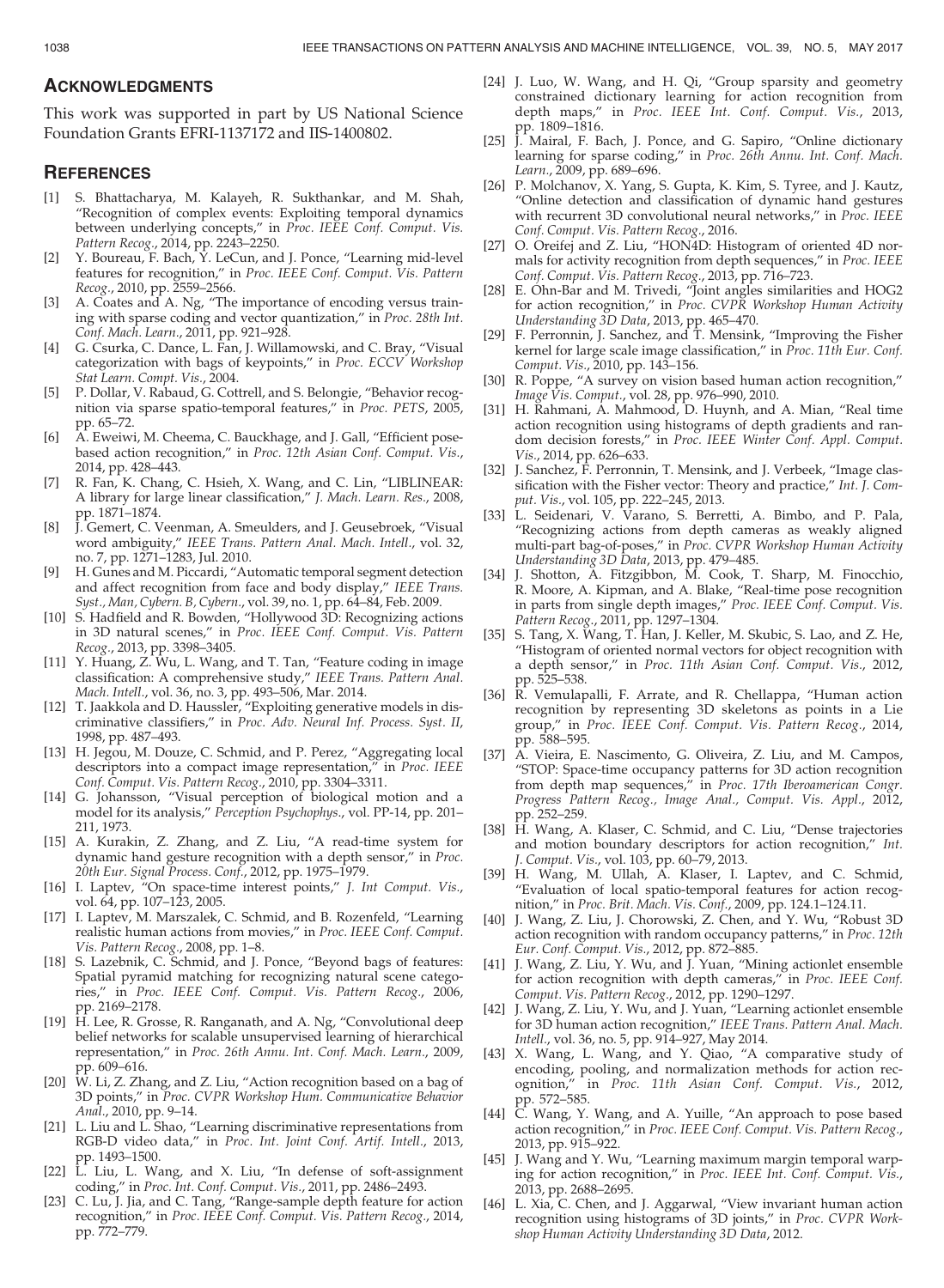## ACKNOWLEDGMENTS

This work was supported in part by US National Science Foundation Grants EFRI-1137172 and IIS-1400802.

## REFERENCES

[1] S. Bhattacharya, M. Kalayeh, R. Sukthankar, and M. Shah, "Recognition of complex events: Exploiting temporal dynamics between underlying concepts," in *Proc. IEEE Conf. Comput. Vis. Pattern Recog.*, 2014, pp. 2243–2250.

[2] Y. Boureau, F. Bach, Y. LeCun, and J. Ponce, "Learning mid-level features for recognition," in *Proc. IEEE Conf. Comput. Vis. Pattern Recog.*, 2010, pp. 2559–2566.

[3] A. Coates and A. Ng, "The importance of encoding versus training with sparse coding and vector quantization," in *Proc. 28th Int. Conf. Mach. Learn.*, 2011, pp. 921–928.

[4] G. Csurka, C. Dance, L. Fan, J. Willamowski, and C. Bray, "Visual categorization with bags of keypoints," in *Proc. ECCV Workshop Stat Learn. Compt. Vis.*, 2004.

[5] P. Dollar, V. Rabaud, G. Cottrell, and S. Belongie, "Behavior recognition via sparse spatio-temporal features," in *Proc. PETS*, 2005, pp. 65–72.

[6] A. Eweiwi, M. Cheema, C. Bauckhage, and J. Gall, "Efficient pose-based action recognition," in *Proc. 12th Asian Conf. Comput. Vis.*, 2014, pp. 428–443.

[7] R. Fan, K. Chang, C. Hsieh, X. Wang, and C. Lin, "LIBLINEAR: A library for large linear classification," *J. Mach. Learn. Res.*, 2008, pp. 1871–1874.

[8] J. Gemert, C. Veenman, A. Smeulders, and J. Geusebroek, "Visual word ambiguity," *IEEE Trans. Pattern Anal. Mach. Intell.*, vol. 32, no. 7, pp. 1271–1283, Jul. 2010.

[9] H. Gunes and M. Piccardi, "Automatic temporal segment detection and affect recognition from face and body display," *IEEE Trans. Syst., Man, Cybern. B, Cybern.*, vol. 39, no. 1, pp. 64–84, Feb. 2009.

[10] S. Hadfield and R. Bowden, "Hollywood 3D: Recognizing actions in 3D natural scenes," in *Proc. IEEE Conf. Comput. Vis. Pattern Recog.*, 2013, pp. 3398–3405.

[11] Y. Huang, Z. Wu, L. Wang, and T. Tan, "Feature coding in image classification: A comprehensive study," *IEEE Trans. Pattern Anal. Mach. Intell.*, vol. 36, no. 3, pp. 493–506, Mar. 2014.

[12] T. Jaakkola and D. Haussler, "Exploiting generative models in discriminative classifiers," in *Proc. Adv. Neural Inf. Process. Syst. II*, 1998, pp. 487–493.

[13] H. Jegou, M. Douze, C. Schmid, and P. Perez, "Aggregating local descriptors into a compact image representation," in *Proc. IEEE Conf. Comput. Vis. Pattern Recog.*, 2010, pp. 3304–3311.

[14] G. Johansson, "Visual perception of biological motion and a model for its analysis," *Perception Psychophys.*, vol. PP-14, pp. 201–211, 1973.

[15] A. Kurakin, Z. Zhang, and Z. Liu, "A read-time system for dynamic hand gesture recognition with a depth sensor," in *Proc. 20th Eur. Signal Process. Conf.*, 2012, pp. 1975–1979.

[16] I. Laptev, "On space-time interest points," *J. Int Comput. Vis.*, vol. 64, pp. 107–123, 2005.

[17] I. Laptev, M. Marszalek, C. Schmid, and B. Rozenfeld, "Learning realistic human actions from movies," in *Proc. IEEE Conf. Comput. Vis. Pattern Recog.*, 2008, pp. 1–8.

[18] S. Lazebnik, C. Schmid, and J. Ponce, "Beyond bags of features: Spatial pyramid matching for recognizing natural scene categories," in *Proc. IEEE Conf. Comput. Vis. Pattern Recog.*, 2006, pp. 2169–2178.

[19] H. Lee, R. Grosse, R. Ranganath, and A. Ng, "Convolutional deep belief networks for scalable unsupervised learning of hierarchical representation," in *Proc. 26th Annu. Int. Conf. Mach. Learn.*, 2009, pp. 609–616.

[20] W. Li, Z. Zhang, and Z. Liu, "Action recognition based on a bag of 3D points," in *Proc. CVPR Workshop Hum. Communicative Behavior Anal.*, 2010, pp. 9–14.

[21] L. Liu and L. Shao, "Learning discriminative representations from RGB-D video data," in *Proc. Int. Joint Conf. Artif. Intell.*, 2013, pp. 1493–1500.

[22] L. Liu, L. Wang, and X. Liu, "In defense of soft-assignment coding," in *Proc. Int. Conf. Comput. Vis.*, 2011, pp. 2486–2493.

[23] C. Lu, J. Jia, and C. Tang, "Range-sample depth feature for action recognition," in *Proc. IEEE Conf. Comput. Vis. Pattern Recog.*, 2014, pp. 772–779.

[24] J. Luo, W. Wang, and H. Qi, "Group sparsity and geometry constrained dictionary learning for action recognition from depth maps," in *Proc. IEEE Int. Conf. Comput. Vis.*, 2013, pp. 1809–1816.

[25] J. Mairal, F. Bach, J. Ponce, and G. Sapiro, "Online dictionary learning for sparse coding," in *Proc. 26th Annu. Int. Conf. Mach. Learn.*, 2009, pp. 689–696.

[26] P. Molchanov, X. Yang, S. Gupta, K. Kim, S. Tyree, and J. Kautz, "Online detection and classification of dynamic hand gestures with recurrent 3D convolutional neural networks," in *Proc. IEEE Conf. Comput. Vis. Pattern Recog.*, 2016.

[27] O. Oreifej and Z. Liu, "HON4D: Histogram of oriented 4D normals for activity recognition from depth sequences," in *Proc. IEEE Conf. Comput. Vis. Pattern Recog.*, 2013, pp. 716–723.

[28] E. Ohn-Bar and M. Trivedi, "Joint angles similarities and HOG2 for action recognition," in *Proc. CVPR Workshop Human Activity Understanding 3D Data*, 2013, pp. 465–470.

[29] F. Perronnin, J. Sanchez, and T. Mensink, "Improving the Fisher kernel for large scale image classification," in *Proc. 11th Eur. Conf. Comput. Vis.*, 2010, pp. 143–156.

[30] R. Poppe, "A survey on vision based human action recognition," *Image Vis. Comput.*, vol. 28, pp. 976–990, 2010.

[31] H. Rahmani, A. Mahmood, D. Huynh, and A. Mian, "Real time action recognition using histograms of depth gradients and random decision forests," in *Proc. IEEE Winter Conf. Appl. Comput. Vis.*, 2014, pp. 626–633.

[32] J. Sanchez, F. Perronnin, T. Mensink, and J. Verbeek, "Image classification with the Fisher vector: Theory and practice," *Int. J. Comput. Vis.*, vol. 105, pp. 222–245, 2013.

[33] L. Seidenari, V. Varano, S. Berretti, A. Bimbo, and P. Pala, "Recognizing actions from depth cameras as weakly aligned multi-part bag-of-poses," in *Proc. CVPR Workshop Human Activity Understanding 3D Data*, 2013, pp. 479–485.

[34] J. Shotton, A. Fitzgibbon, M. Cook, T. Sharp, M. Finocchio, R. Moore, A. Kipman, and A. Blake, "Real-time pose recognition in parts from single depth images," *Proc. IEEE Conf. Comput. Vis. Pattern Recog.*, 2011, pp. 1297–1304.

[35] S. Tang, X. Wang, T. Han, J. Keller, M. Skubic, S. Lao, and Z. He, "Histogram of oriented normal vectors for object recognition with a depth sensor," in *Proc. 11th Asian Conf. Comput. Vis.*, 2012, pp. 525–538.

[36] R. Vemulapalli, F. Arrate, and R. Chellappa, "Human action recognition by representing 3D skeletons as points in a Lie group," in *Proc. IEEE Conf. Comput. Vis. Pattern Recog.*, 2014, pp. 588–595.

[37] A. Vieira, E. Nascimento, G. Oliveira, Z. Liu, and M. Campos, "STOP: Space-time occupancy patterns for 3D action recognition from depth map sequences," in *Proc. 17th Iberoamerican Congr. Progress Pattern Recog., Image Anal., Comput. Vis. Appl.*, 2012, pp. 252–259.

[38] H. Wang, A. Klaser, C. Schmid, and C. Liu, "Dense trajectories and motion boundary descriptors for action recognition," *Int. J. Comput. Vis.*, vol. 103, pp. 60–79, 2013.

[39] H. Wang, M. Ullah, A. Klaser, I. Laptev, and C. Schmid, "Evaluation of local spatio-temporal features for action recognition," in *Proc. Brit. Mach. Vis. Conf.*, 2009, pp. 124.1–124.11.

[40] J. Wang, Z. Liu, J. Chorowski, Z. Chen, and Y. Wu, "Robust 3D action recognition with random occupancy patterns," in *Proc. 12th Eur. Conf. Comput. Vis.*, 2012, pp. 872–885.

[41] J. Wang, Z. Liu, Y. Wu, and J. Yuan, "Mining actionlet ensemble for action recognition with depth cameras," in *Proc. IEEE Conf. Comput. Vis. Pattern Recog.*, 2012, pp. 1290–1297.

[42] J. Wang, Z. Liu, Y. Wu, and J. Yuan, "Learning actionlet ensemble for 3D human action recognition," *IEEE Trans. Pattern Anal. Mach. Intell.*, vol. 36, no. 5, pp. 914–927, May 2014.

[43] X. Wang, L. Wang, and Y. Qiao, "A comparative study of encoding, pooling, and normalization methods for action recognition," in *Proc. 11th Asian Conf. Comput. Vis.*, 2012, pp. 572–585.

[44] C. Wang, Y. Wang, and A. Yuille, "An approach to pose based action recognition," in *Proc. IEEE Conf. Comput. Vis. Pattern Recog.*, 2013, pp. 915–922.

[45] J. Wang and Y. Wu, "Learning maximum margin temporal warping for action recognition," in *Proc. IEEE Int. Conf. Comput. Vis.*, 2013, pp. 2688–2695.

[46] L. Xia, C. Chen, and J. Aggarwal, "View invariant human action recognition using histograms of 3D joints," in *Proc. CVPR Workshop Human Activity Understanding 3D Data*, 2012.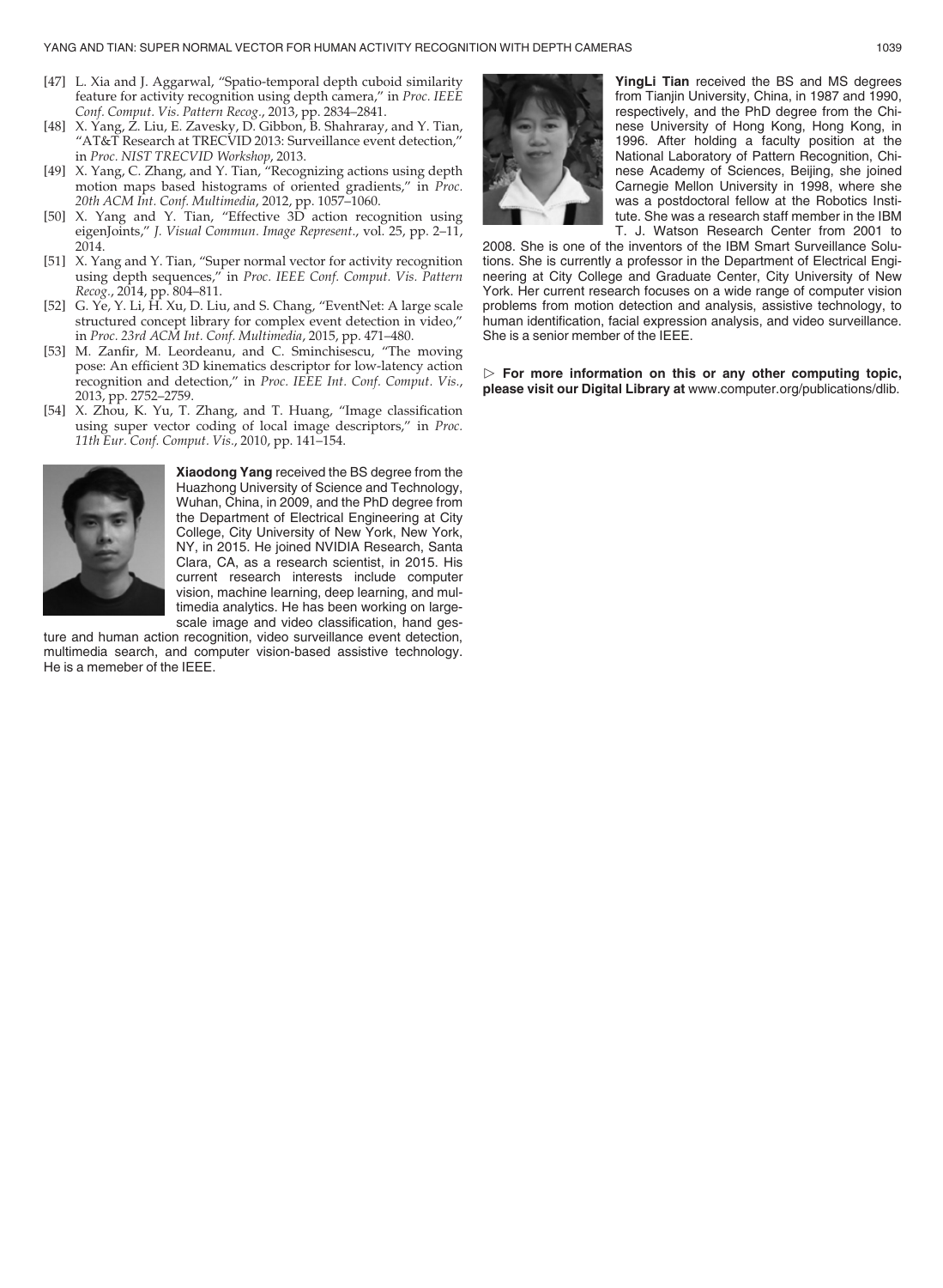[47] L. Xia and J. Aggarwal, "Spatio-temporal depth cuboid similarity feature for activity recognition using depth camera," in *Proc. IEEE Conf. Comput. Vis. Pattern Recog.*, 2013, pp. 2834–2841.

[48] X. Yang, Z. Liu, E. Zavesky, D. Gibbon, B. Shahraray, and Y. Tian, "AT&T Research at TRECVID 2013: Surveillance event detection," in *Proc. NIST TRECVID Workshop*, 2013.

[49] X. Yang, C. Zhang, and Y. Tian, "Recognizing actions using depth motion maps based histograms of oriented gradients," in *Proc. 20th ACM Int. Conf. Multimedia*, 2012, pp. 1057–1060.

[50] X. Yang and Y. Tian, "Effective 3D action recognition using eigenJoints," *J. Visual Commun. Image Represent.*, vol. 25, pp. 2–11, 2014.

[51] X. Yang and Y. Tian, "Super normal vector for activity recognition using depth sequences," in *Proc. IEEE Conf. Comput. Vis. Pattern Recog.*, 2014, pp. 804–811.

[52] G. Ye, Y. Li, H. Xu, D. Liu, and S. Chang, "EventNet: A large scale structured concept library for complex event detection in video," in *Proc. 23rd ACM Int. Conf. Multimedia*, 2015, pp. 471–480.

[53] M. Zanfir, M. Leordeanu, and C. Sminchisescu, "The moving pose: An efficient 3D kinematics descriptor for low-latency action recognition and detection," in *Proc. IEEE Int. Conf. Comput. Vis.*, 2013, pp. 2752–2759.

[54] X. Zhou, K. Yu, T. Zhang, and T. Huang, "Image classification using super vector coding of local image descriptors," in *Proc. 11th Eur. Conf. Comput. Vis.*, 2010, pp. 141–154.

**Xiaodong Yang** received the BS degree from the Huazhong University of Science and Technology, Wuhan, China, in 2009, and the PhD degree from the Department of Electrical Engineering at City College, City University of New York, New York, NY, in 2015. He joined NVIDIA Research, Santa Clara, CA, as a research scientist, in 2015. His current research interests include computer vision, machine learning, deep learning, and multimedia analytics. He has been working on large-scale image and video classification, hand gesture and human action recognition, video surveillance event detection, multimedia search, and computer vision-based assistive technology. He is a memeber of the IEEE.

**YingLi Tian** received the BS and MS degrees from Tianjin University, China, in 1987 and 1990, respectively, and the PhD degree from the Chinese University of Hong Kong, Hong Kong, in 1996. After holding a faculty position at the National Laboratory of Pattern Recognition, Chinese Academy of Sciences, Beijing, she joined Carnegie Mellon University in 1998, where she was a postdoctoral fellow at the Robotics Institute. She was a research staff member in the IBM T. J. Watson Research Center from 2001 to 2008. She is one of the inventors of the IBM Smart Surveillance Solutions. She is currently a professor in the Department of Electrical Engineering at City College and Graduate Center, City University of New York. Her current research focuses on a wide range of computer vision problems from motion detection and analysis, assistive technology, to human identification, facial expression analysis, and video surveillance. She is a senior member of the IEEE.

▷ **For more information on this or any other computing topic, please visit our Digital Library at** www.computer.org/publications/dlib.